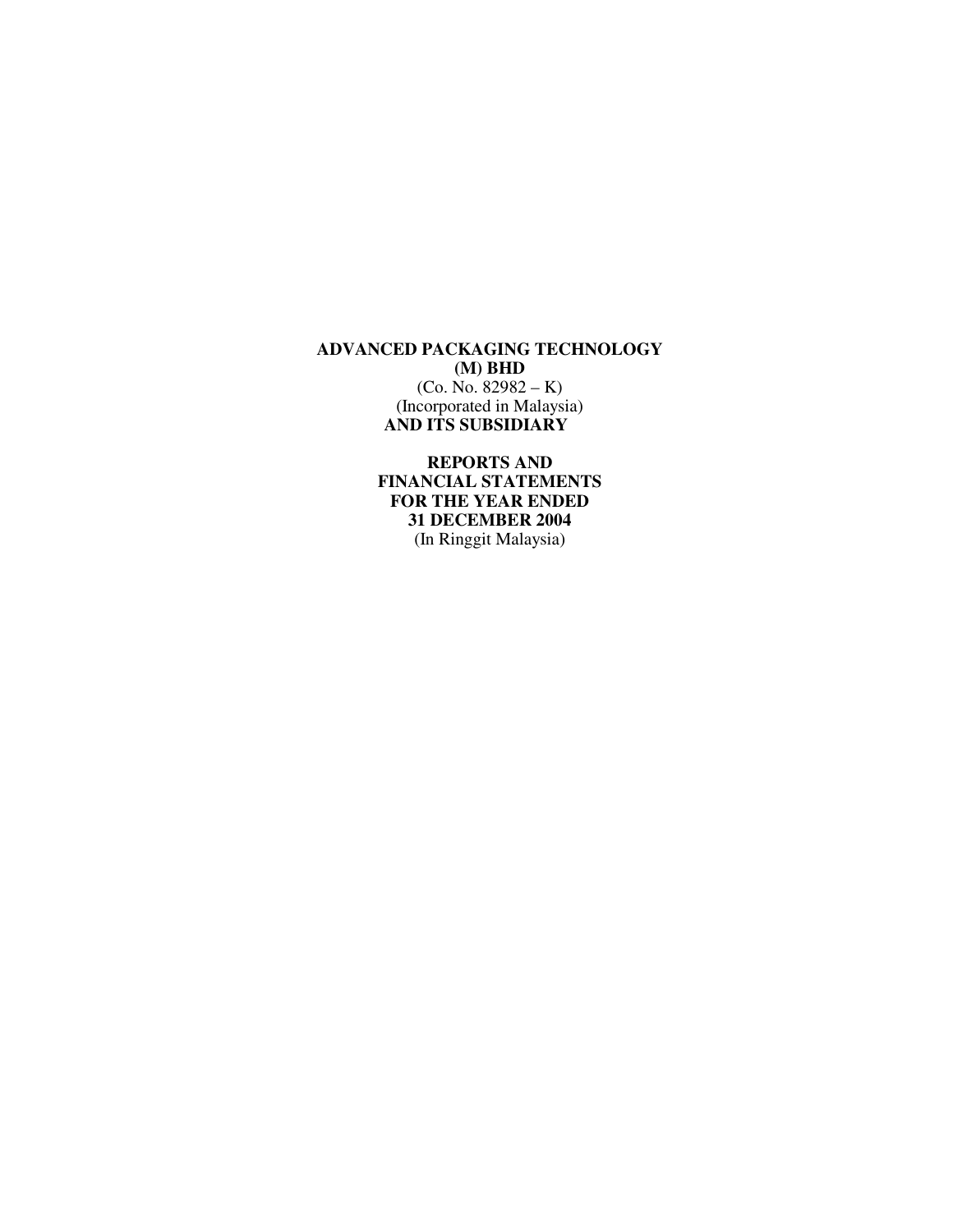**ADVANCED PACKAGING TECHNOLOGY (M) BHD**
(Co. No. 82982 – K)
(Incorporated in Malaysia)
**AND ITS SUBSIDIARY**

**REPORTS AND FINANCIAL STATEMENTS FOR THE YEAR ENDED 31 DECEMBER 2004**
(In Ringgit Malaysia)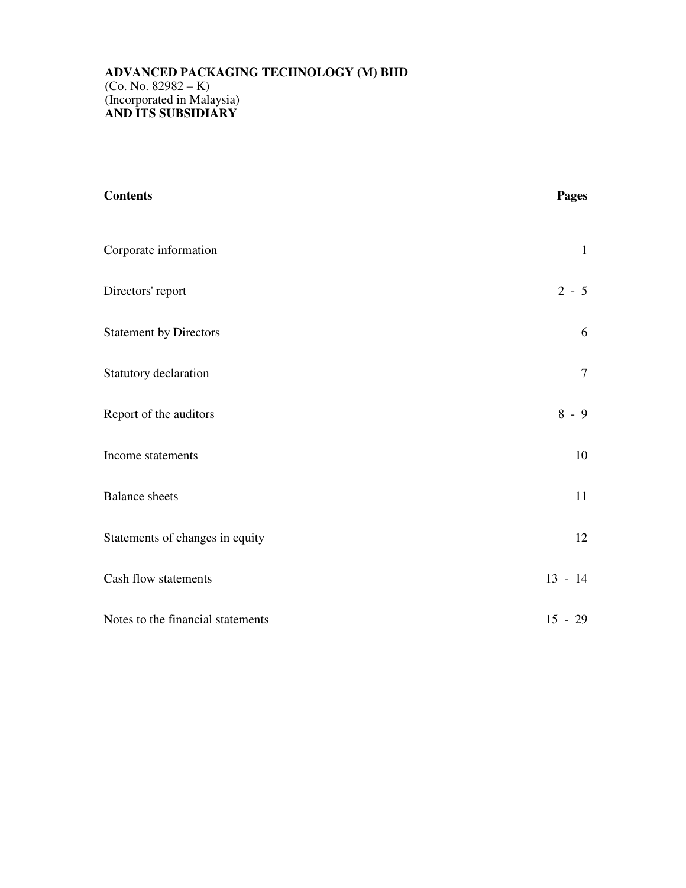**ADVANCED PACKAGING TECHNOLOGY (M) BHD**
(Co. No. 82982 – K)
(Incorporated in Malaysia)
**AND ITS SUBSIDIARY**

| **Contents** | **Pages** |
|---|---|
| Corporate information | 1 |
| Directors' report | 2 - 5 |
| Statement by Directors | 6 |
| Statutory declaration | 7 |
| Report of the auditors | 8 - 9 |
| Income statements | 10 |
| Balance sheets | 11 |
| Statements of changes in equity | 12 |
| Cash flow statements | 13 - 14 |
| Notes to the financial statements | 15 - 29 |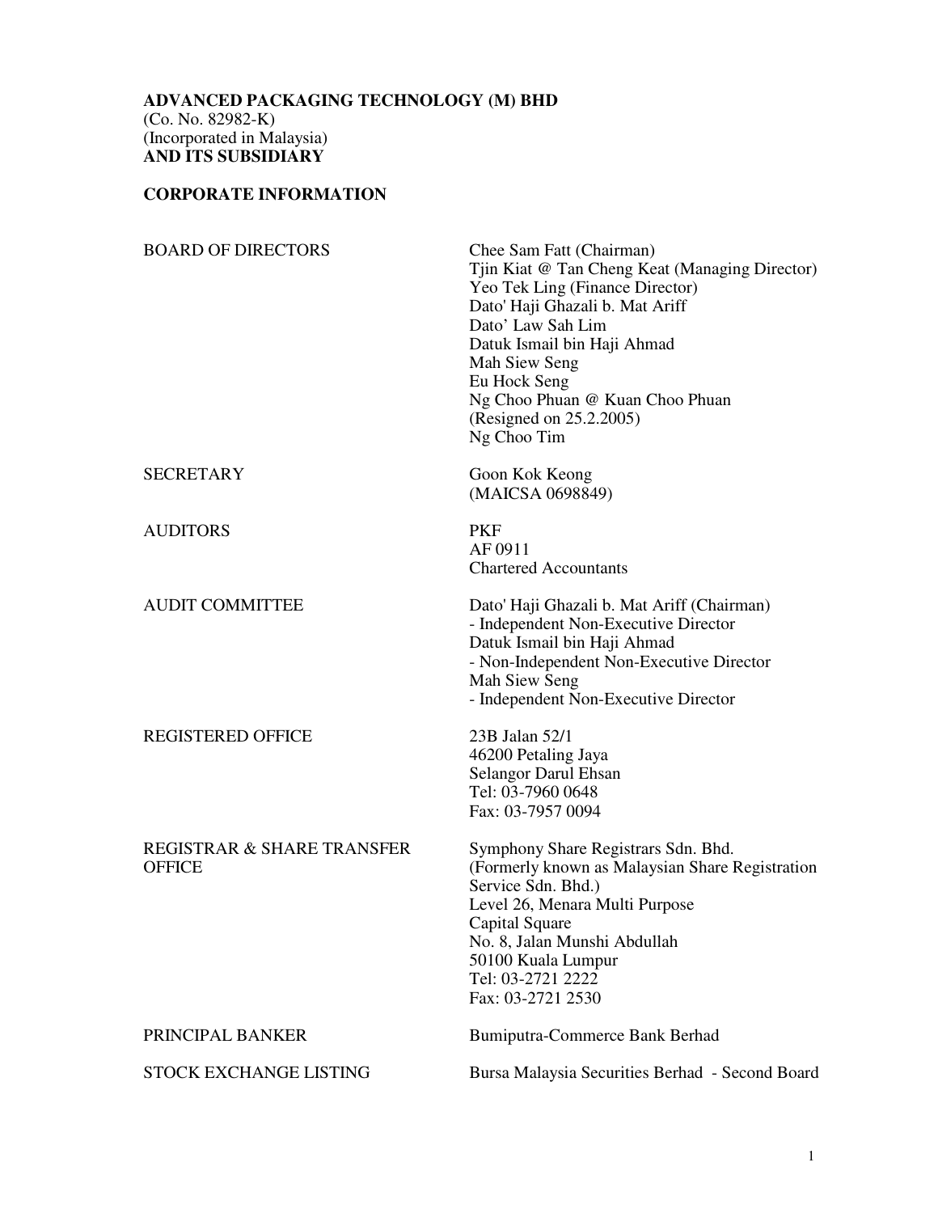**ADVANCED PACKAGING TECHNOLOGY (M) BHD**
(Co. No. 82982-K)
(Incorporated in Malaysia)
**AND ITS SUBSIDIARY**

## CORPORATE INFORMATION

| | |
|---|---|
| BOARD OF DIRECTORS | Chee Sam Fatt (Chairman)<br>Tjin Kiat @ Tan Cheng Keat (Managing Director)<br>Yeo Tek Ling (Finance Director)<br>Dato' Haji Ghazali b. Mat Ariff<br>Dato' Law Sah Lim<br>Datuk Ismail bin Haji Ahmad<br>Mah Siew Seng<br>Eu Hock Seng<br>Ng Choo Phuan @ Kuan Choo Phuan<br>(Resigned on 25.2.2005)<br>Ng Choo Tim |
| SECRETARY | Goon Kok Keong<br>(MAICSA 0698849) |
| AUDITORS | PKF<br>AF 0911<br>Chartered Accountants |
| AUDIT COMMITTEE | Dato' Haji Ghazali b. Mat Ariff (Chairman)<br>- Independent Non-Executive Director<br>Datuk Ismail bin Haji Ahmad<br>- Non-Independent Non-Executive Director<br>Mah Siew Seng<br>- Independent Non-Executive Director |
| REGISTERED OFFICE | 23B Jalan 52/1<br>46200 Petaling Jaya<br>Selangor Darul Ehsan<br>Tel: 03-7960 0648<br>Fax: 03-7957 0094 |
| REGISTRAR & SHARE TRANSFER OFFICE | Symphony Share Registrars Sdn. Bhd.<br>(Formerly known as Malaysian Share Registration Service Sdn. Bhd.)<br>Level 26, Menara Multi Purpose<br>Capital Square<br>No. 8, Jalan Munshi Abdullah<br>50100 Kuala Lumpur<br>Tel: 03-2721 2222<br>Fax: 03-2721 2530 |
| PRINCIPAL BANKER | Bumiputra-Commerce Bank Berhad |
| STOCK EXCHANGE LISTING | Bursa Malaysia Securities Berhad - Second Board |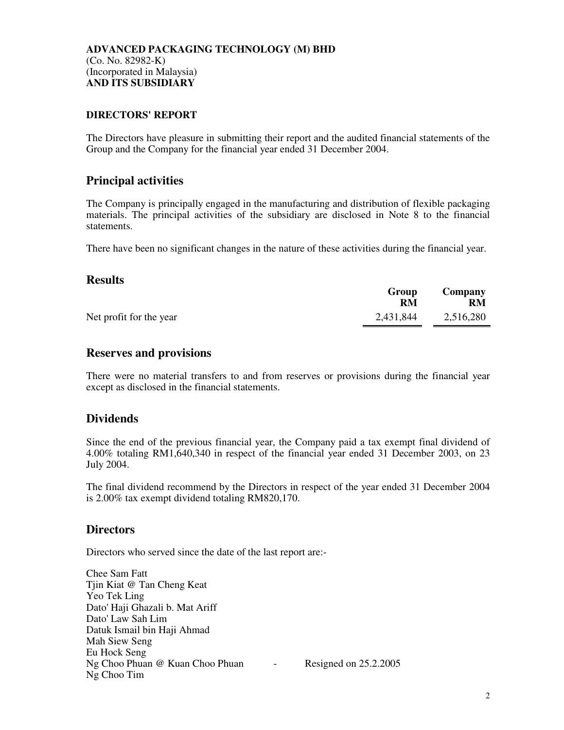**ADVANCED PACKAGING TECHNOLOGY (M) BHD**
(Co. No. 82982-K)
(Incorporated in Malaysia)
**AND ITS SUBSIDIARY**

**DIRECTORS' REPORT**

The Directors have pleasure in submitting their report and the audited financial statements of the Group and the Company for the financial year ended 31 December 2004.

## Principal activities

The Company is principally engaged in the manufacturing and distribution of flexible packaging materials. The principal activities of the subsidiary are disclosed in Note 8 to the financial statements.

There have been no significant changes in the nature of these activities during the financial year.

## Results

| | Group RM | Company RM |
|---|---|---|
| Net profit for the year | 2,431,844 | 2,516,280 |

## Reserves and provisions

There were no material transfers to and from reserves or provisions during the financial year except as disclosed in the financial statements.

## Dividends

Since the end of the previous financial year, the Company paid a tax exempt final dividend of 4.00% totaling RM1,640,340 in respect of the financial year ended 31 December 2003, on 23 July 2004.

The final dividend recommend by the Directors in respect of the year ended 31 December 2004 is 2.00% tax exempt dividend totaling RM820,170.

## Directors

Directors who served since the date of the last report are:-

Chee Sam Fatt
Tjin Kiat @ Tan Cheng Keat
Yeo Tek Ling
Dato' Haji Ghazali b. Mat Ariff
Dato' Law Sah Lim
Datuk Ismail bin Haji Ahmad
Mah Siew Seng
Eu Hock Seng
Ng Choo Phuan @ Kuan Choo Phuan - Resigned on 25.2.2005
Ng Choo Tim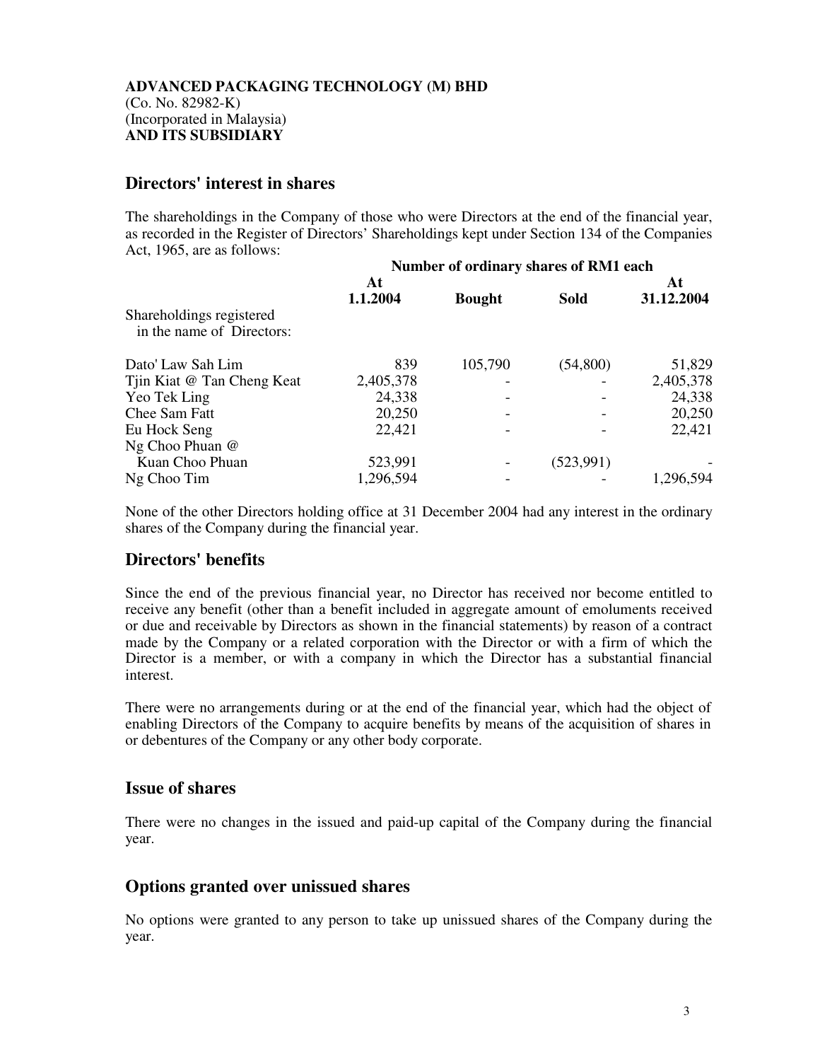**ADVANCED PACKAGING TECHNOLOGY (M) BHD**
(Co. No. 82982-K)
(Incorporated in Malaysia)
**AND ITS SUBSIDIARY**

## Directors' interest in shares

The shareholdings in the Company of those who were Directors at the end of the financial year, as recorded in the Register of Directors' Shareholdings kept under Section 134 of the Companies Act, 1965, are as follows:

| | Number of ordinary shares of RM1 each | | | |
|---|---|---|---|---|
| | **At 1.1.2004** | **Bought** | **Sold** | **At 31.12.2004** |
| Shareholdings registered in the name of Directors: | | | | |
| Dato' Law Sah Lim | 839 | 105,790 | (54,800) | 51,829 |
| Tjin Kiat @ Tan Cheng Keat | 2,405,378 | - | - | 2,405,378 |
| Yeo Tek Ling | 24,338 | - | - | 24,338 |
| Chee Sam Fatt | 20,250 | - | - | 20,250 |
| Eu Hock Seng | 22,421 | - | - | 22,421 |
| Ng Choo Phuan @ Kuan Choo Phuan | 523,991 | - | (523,991) | - |
| Ng Choo Tim | 1,296,594 | - | - | 1,296,594 |

None of the other Directors holding office at 31 December 2004 had any interest in the ordinary shares of the Company during the financial year.

## Directors' benefits

Since the end of the previous financial year, no Director has received nor become entitled to receive any benefit (other than a benefit included in aggregate amount of emoluments received or due and receivable by Directors as shown in the financial statements) by reason of a contract made by the Company or a related corporation with the Director or with a firm of which the Director is a member, or with a company in which the Director has a substantial financial interest.

There were no arrangements during or at the end of the financial year, which had the object of enabling Directors of the Company to acquire benefits by means of the acquisition of shares in or debentures of the Company or any other body corporate.

## Issue of shares

There were no changes in the issued and paid-up capital of the Company during the financial year.

## Options granted over unissued shares

No options were granted to any person to take up unissued shares of the Company during the year.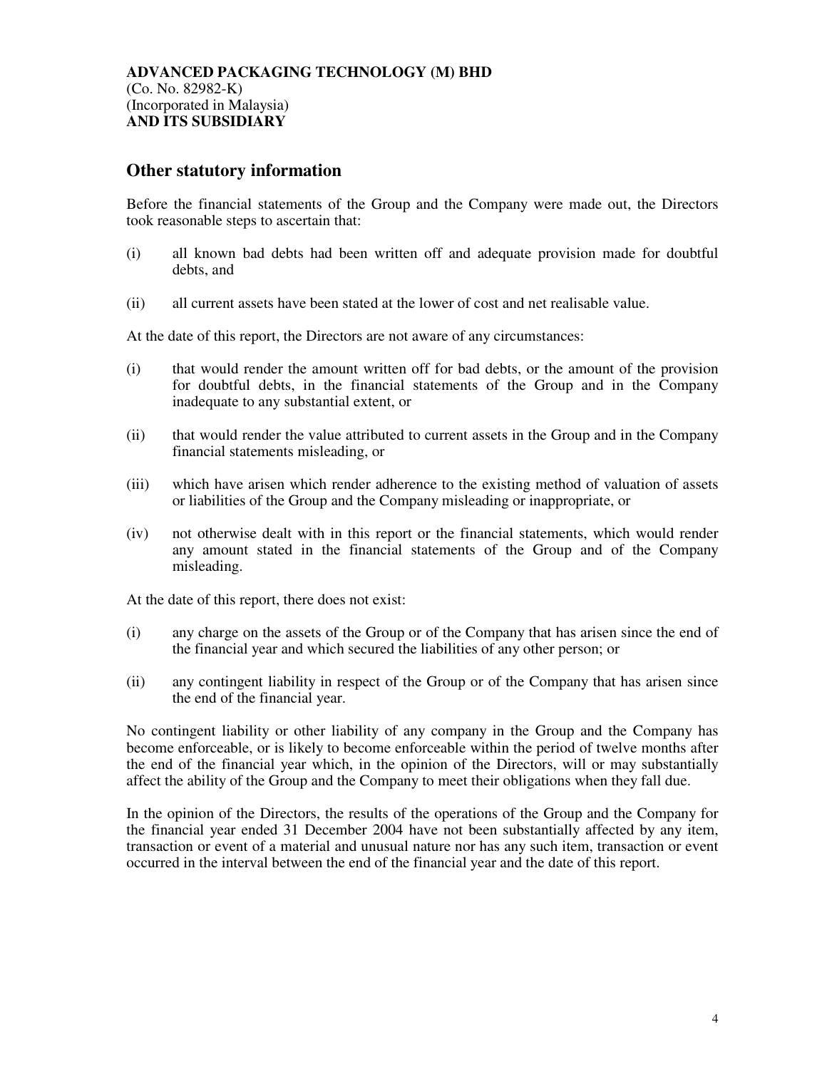**ADVANCED PACKAGING TECHNOLOGY (M) BHD**
(Co. No. 82982-K)
(Incorporated in Malaysia)
**AND ITS SUBSIDIARY**

## Other statutory information

Before the financial statements of the Group and the Company were made out, the Directors took reasonable steps to ascertain that:

(i) all known bad debts had been written off and adequate provision made for doubtful debts, and

(ii) all current assets have been stated at the lower of cost and net realisable value.

At the date of this report, the Directors are not aware of any circumstances:

(i) that would render the amount written off for bad debts, or the amount of the provision for doubtful debts, in the financial statements of the Group and in the Company inadequate to any substantial extent, or

(ii) that would render the value attributed to current assets in the Group and in the Company financial statements misleading, or

(iii) which have arisen which render adherence to the existing method of valuation of assets or liabilities of the Group and the Company misleading or inappropriate, or

(iv) not otherwise dealt with in this report or the financial statements, which would render any amount stated in the financial statements of the Group and of the Company misleading.

At the date of this report, there does not exist:

(i) any charge on the assets of the Group or of the Company that has arisen since the end of the financial year and which secured the liabilities of any other person; or

(ii) any contingent liability in respect of the Group or of the Company that has arisen since the end of the financial year.

No contingent liability or other liability of any company in the Group and the Company has become enforceable, or is likely to become enforceable within the period of twelve months after the end of the financial year which, in the opinion of the Directors, will or may substantially affect the ability of the Group and the Company to meet their obligations when they fall due.

In the opinion of the Directors, the results of the operations of the Group and the Company for the financial year ended 31 December 2004 have not been substantially affected by any item, transaction or event of a material and unusual nature nor has any such item, transaction or event occurred in the interval between the end of the financial year and the date of this report.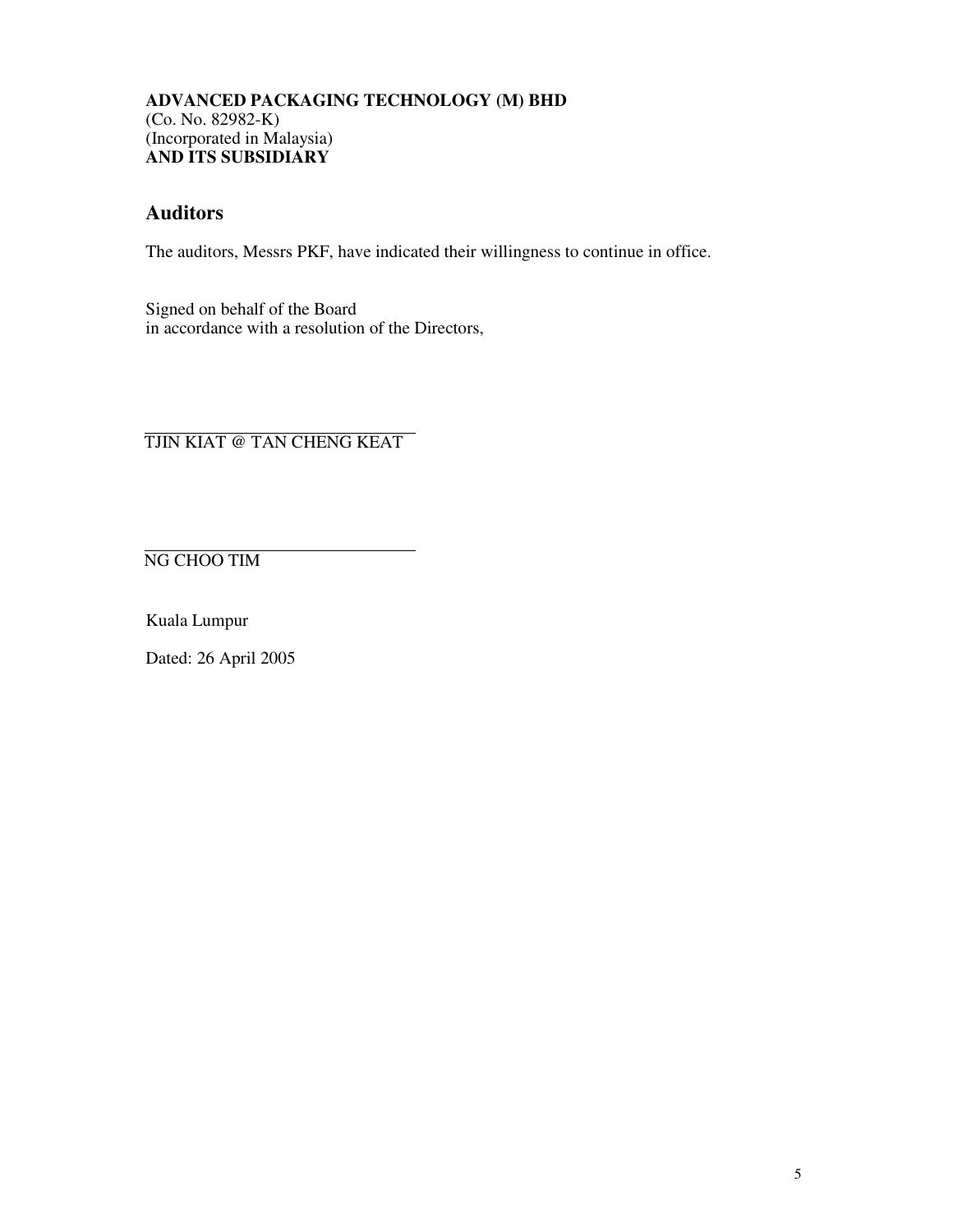**ADVANCED PACKAGING TECHNOLOGY (M) BHD**
(Co. No. 82982-K)
(Incorporated in Malaysia)
**AND ITS SUBSIDIARY**

## Auditors

The auditors, Messrs PKF, have indicated their willingness to continue in office.

Signed on behalf of the Board
in accordance with a resolution of the Directors,

TJIN KIAT @ TAN CHENG KEAT

NG CHOO TIM

Kuala Lumpur

Dated: 26 April 2005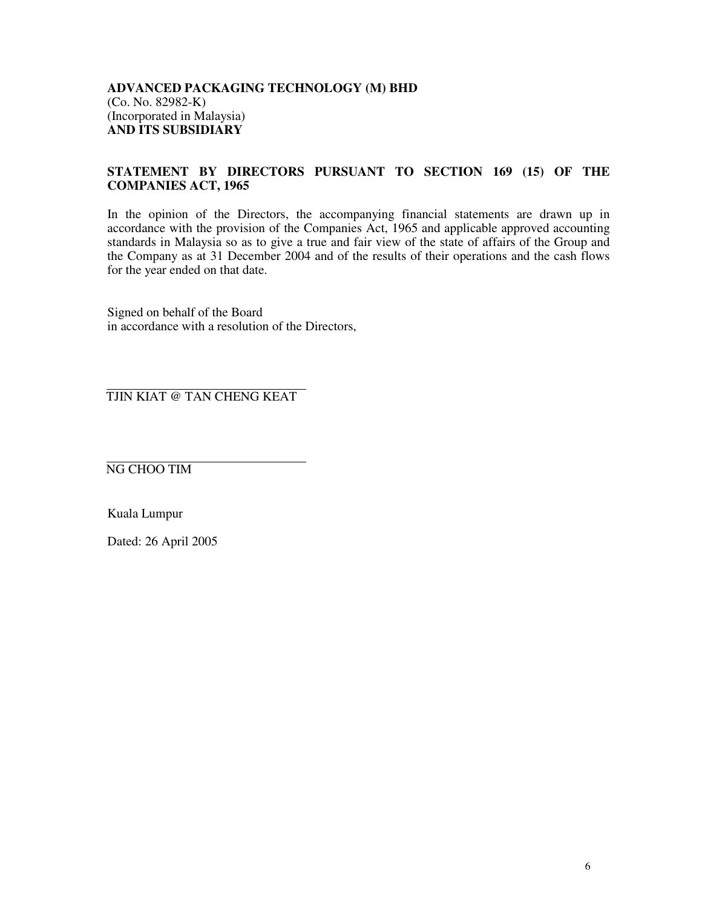**ADVANCED PACKAGING TECHNOLOGY (M) BHD**
(Co. No. 82982-K)
(Incorporated in Malaysia)
**AND ITS SUBSIDIARY**

## STATEMENT BY DIRECTORS PURSUANT TO SECTION 169 (15) OF THE COMPANIES ACT, 1965

In the opinion of the Directors, the accompanying financial statements are drawn up in accordance with the provision of the Companies Act, 1965 and applicable approved accounting standards in Malaysia so as to give a true and fair view of the state of affairs of the Group and the Company as at 31 December 2004 and of the results of their operations and the cash flows for the year ended on that date.

Signed on behalf of the Board
in accordance with a resolution of the Directors,

TJIN KIAT @ TAN CHENG KEAT

NG CHOO TIM

Kuala Lumpur

Dated: 26 April 2005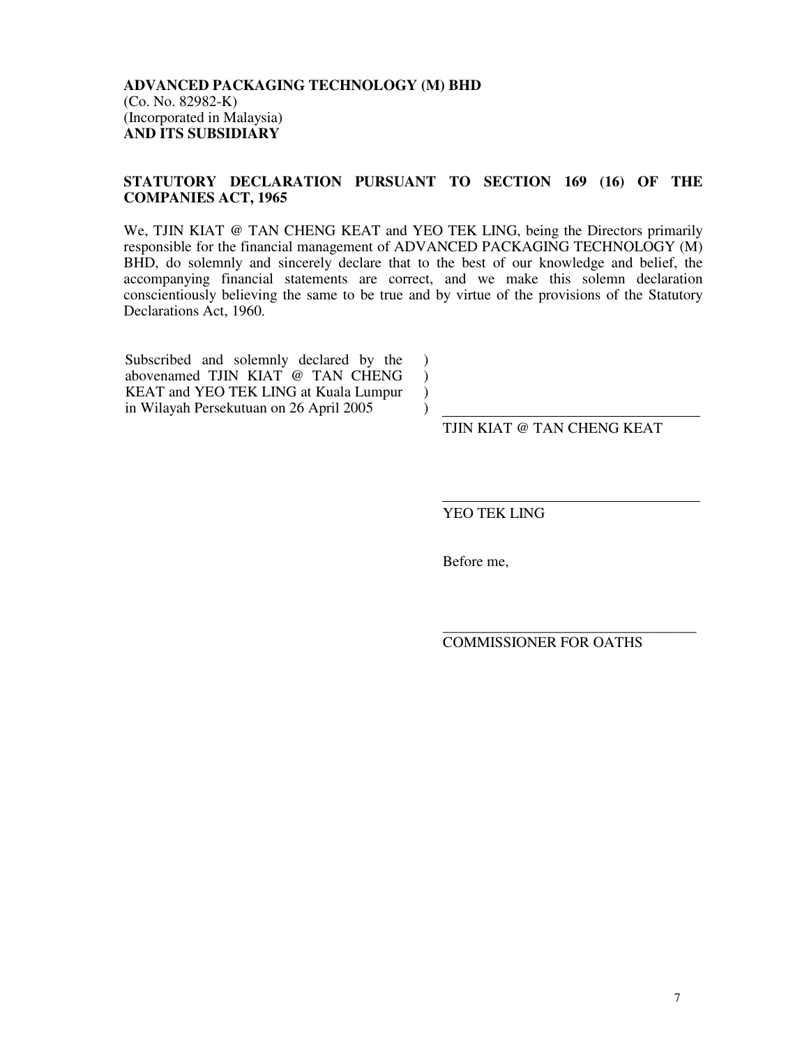**ADVANCED PACKAGING TECHNOLOGY (M) BHD**
(Co. No. 82982-K)
(Incorporated in Malaysia)
**AND ITS SUBSIDIARY**

**STATUTORY DECLARATION PURSUANT TO SECTION 169 (16) OF THE COMPANIES ACT, 1965**

We, TJIN KIAT @ TAN CHENG KEAT and YEO TEK LING, being the Directors primarily responsible for the financial management of ADVANCED PACKAGING TECHNOLOGY (M) BHD, do solemnly and sincerely declare that to the best of our knowledge and belief, the accompanying financial statements are correct, and we make this solemn declaration conscientiously believing the same to be true and by virtue of the provisions of the Statutory Declarations Act, 1960.

Subscribed and solemnly declared by the abovenamed TJIN KIAT @ TAN CHENG KEAT and YEO TEK LING at Kuala Lumpur in Wilayah Persekutuan on 26 April 2005

\_\_\_\_\_\_\_\_\_\_\_\_\_\_\_\_\_\_\_\_\_\_\_\_\_\_\_\_\_\_\_\_\_\_\_
TJIN KIAT @ TAN CHENG KEAT

\_\_\_\_\_\_\_\_\_\_\_\_\_\_\_\_\_\_\_\_\_\_\_\_\_\_\_\_\_\_\_\_\_\_\_
YEO TEK LING

Before me,

\_\_\_\_\_\_\_\_\_\_\_\_\_\_\_\_\_\_\_\_\_\_\_\_\_\_\_\_\_\_\_\_\_\_\_
COMMISSIONER FOR OATHS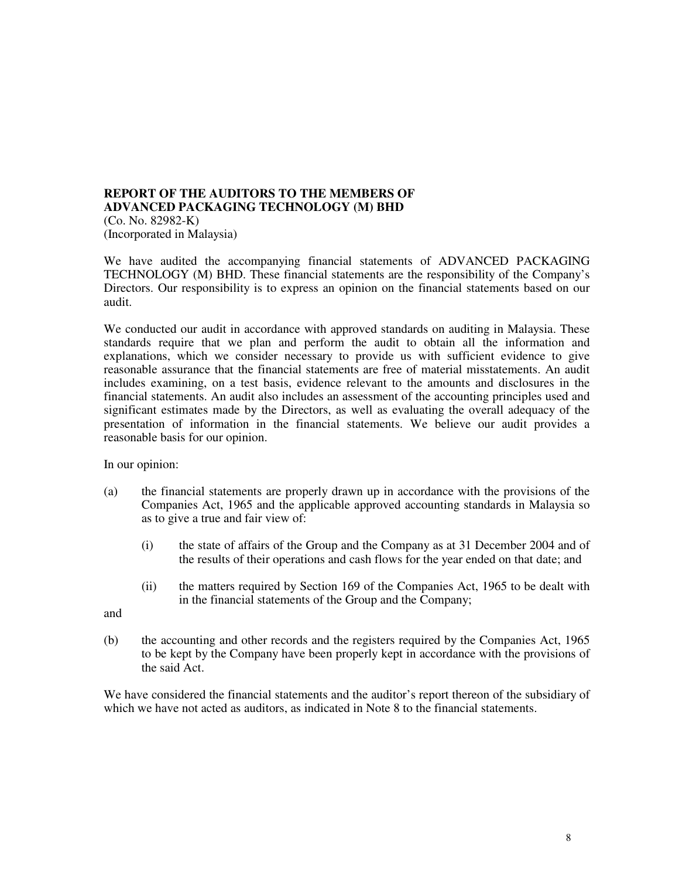**REPORT OF THE AUDITORS TO THE MEMBERS OF ADVANCED PACKAGING TECHNOLOGY (M) BHD**
(Co. No. 82982-K)
(Incorporated in Malaysia)

We have audited the accompanying financial statements of ADVANCED PACKAGING TECHNOLOGY (M) BHD. These financial statements are the responsibility of the Company's Directors. Our responsibility is to express an opinion on the financial statements based on our audit.

We conducted our audit in accordance with approved standards on auditing in Malaysia. These standards require that we plan and perform the audit to obtain all the information and explanations, which we consider necessary to provide us with sufficient evidence to give reasonable assurance that the financial statements are free of material misstatements. An audit includes examining, on a test basis, evidence relevant to the amounts and disclosures in the financial statements. An audit also includes an assessment of the accounting principles used and significant estimates made by the Directors, as well as evaluating the overall adequacy of the presentation of information in the financial statements. We believe our audit provides a reasonable basis for our opinion.

In our opinion:

(a) the financial statements are properly drawn up in accordance with the provisions of the Companies Act, 1965 and the applicable approved accounting standards in Malaysia so as to give a true and fair view of:

    (i) the state of affairs of the Group and the Company as at 31 December 2004 and of the results of their operations and cash flows for the year ended on that date; and

    (ii) the matters required by Section 169 of the Companies Act, 1965 to be dealt with in the financial statements of the Group and the Company;

and

(b) the accounting and other records and the registers required by the Companies Act, 1965 to be kept by the Company have been properly kept in accordance with the provisions of the said Act.

We have considered the financial statements and the auditor's report thereon of the subsidiary of which we have not acted as auditors, as indicated in Note 8 to the financial statements.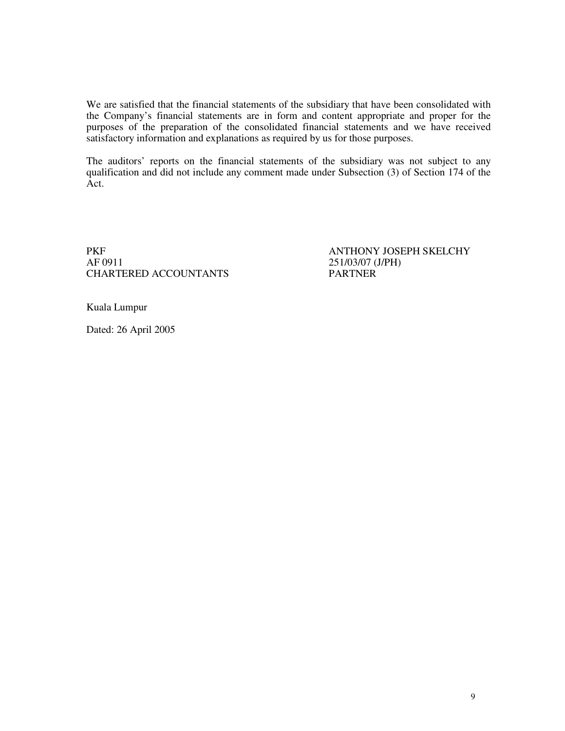We are satisfied that the financial statements of the subsidiary that have been consolidated with the Company's financial statements are in form and content appropriate and proper for the purposes of the preparation of the consolidated financial statements and we have received satisfactory information and explanations as required by us for those purposes.

The auditors' reports on the financial statements of the subsidiary was not subject to any qualification and did not include any comment made under Subsection (3) of Section 174 of the Act.

| | |
|---|---|
| PKF | ANTHONY JOSEPH SKELCHY |
| AF 0911 | 251/03/07 (J/PH) |
| CHARTERED ACCOUNTANTS | PARTNER |

Kuala Lumpur

Dated: 26 April 2005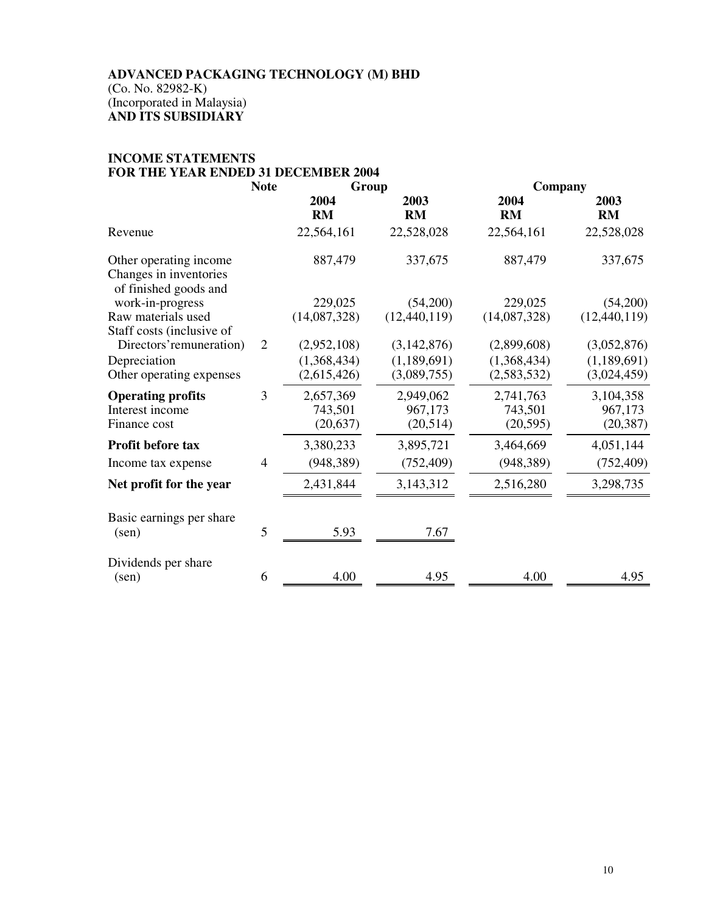**ADVANCED PACKAGING TECHNOLOGY (M) BHD**
(Co. No. 82982-K)
(Incorporated in Malaysia)
**AND ITS SUBSIDIARY**

**INCOME STATEMENTS**
**FOR THE YEAR ENDED 31 DECEMBER 2004**

| | Note | Group | | Company | |
|---|---|---|---|---|---|
| | | **2004** | **2003** | **2004** | **2003** |
| | | **RM** | **RM** | **RM** | **RM** |
| Revenue | | 22,564,161 | 22,528,028 | 22,564,161 | 22,528,028 |
| Other operating income | | 887,479 | 337,675 | 887,479 | 337,675 |
| Changes in inventories of finished goods and work-in-progress | | 229,025 | (54,200) | 229,025 | (54,200) |
| Raw materials used | | (14,087,328) | (12,440,119) | (14,087,328) | (12,440,119) |
| Staff costs (inclusive of Directors'remuneration) | 2 | (2,952,108) | (3,142,876) | (2,899,608) | (3,052,876) |
| Depreciation | | (1,368,434) | (1,189,691) | (1,368,434) | (1,189,691) |
| Other operating expenses | | (2,615,426) | (3,089,755) | (2,583,532) | (3,024,459) |
| **Operating profits** | 3 | 2,657,369 | 2,949,062 | 2,741,763 | 3,104,358 |
| Interest income | | 743,501 | 967,173 | 743,501 | 967,173 |
| Finance cost | | (20,637) | (20,514) | (20,595) | (20,387) |
| **Profit before tax** | | 3,380,233 | 3,895,721 | 3,464,669 | 4,051,144 |
| Income tax expense | 4 | (948,389) | (752,409) | (948,389) | (752,409) |
| **Net profit for the year** | | 2,431,844 | 3,143,312 | 2,516,280 | 3,298,735 |
| Basic earnings per share (sen) | 5 | 5.93 | 7.67 | | |
| Dividends per share (sen) | 6 | 4.00 | 4.95 | 4.00 | 4.95 |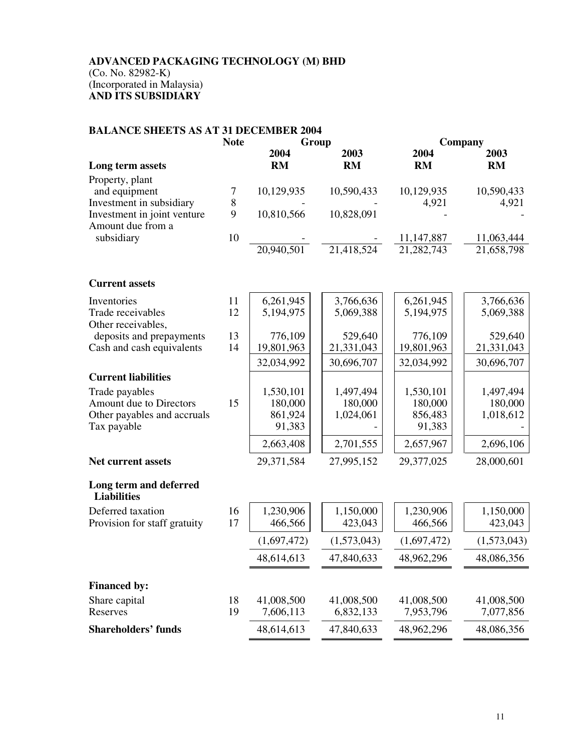**ADVANCED PACKAGING TECHNOLOGY (M) BHD**
(Co. No. 82982-K)
(Incorporated in Malaysia)
**AND ITS SUBSIDIARY**

**BALANCE SHEETS AS AT 31 DECEMBER 2004**

| | Note | Group | | Company | |
|---|---|---|---|---|---|
| | | 2004 | 2003 | 2004 | 2003 |
| **Long term assets** | | RM | RM | RM | RM |
| Property, plant and equipment | 7 | 10,129,935 | 10,590,433 | 10,129,935 | 10,590,433 |
| Investment in subsidiary | 8 | - | - | 4,921 | 4,921 |
| Investment in joint venture | 9 | 10,810,566 | 10,828,091 | - | - |
| Amount due from a subsidiary | 10 | - | - | 11,147,887 | 11,063,444 |
| | | 20,940,501 | 21,418,524 | 21,282,743 | 21,658,798 |
| **Current assets** | | | | | |
| Inventories | 11 | 6,261,945 | 3,766,636 | 6,261,945 | 3,766,636 |
| Trade receivables | 12 | 5,194,975 | 5,069,388 | 5,194,975 | 5,069,388 |
| Other receivables, deposits and prepayments | 13 | 776,109 | 529,640 | 776,109 | 529,640 |
| Cash and cash equivalents | 14 | 19,801,963 | 21,331,043 | 19,801,963 | 21,331,043 |
| | | 32,034,992 | 30,696,707 | 32,034,992 | 30,696,707 |
| **Current liabilities** | | | | | |
| Trade payables | | 1,530,101 | 1,497,494 | 1,530,101 | 1,497,494 |
| Amount due to Directors | 15 | 180,000 | 180,000 | 180,000 | 180,000 |
| Other payables and accruals | | 861,924 | 1,024,061 | 856,483 | 1,018,612 |
| Tax payable | | 91,383 | - | 91,383 | - |
| | | 2,663,408 | 2,701,555 | 2,657,967 | 2,696,106 |
| **Net current assets** | | 29,371,584 | 27,995,152 | 29,377,025 | 28,000,601 |
| **Long term and deferred Liabilities** | | | | | |
| Deferred taxation | 16 | 1,230,906 | 1,150,000 | 1,230,906 | 1,150,000 |
| Provision for staff gratuity | 17 | 466,566 | 423,043 | 466,566 | 423,043 |
| | | (1,697,472) | (1,573,043) | (1,697,472) | (1,573,043) |
| | | 48,614,613 | 47,840,633 | 48,962,296 | 48,086,356 |
| **Financed by:** | | | | | |
| Share capital | 18 | 41,008,500 | 41,008,500 | 41,008,500 | 41,008,500 |
| Reserves | 19 | 7,606,113 | 6,832,133 | 7,953,796 | 7,077,856 |
| **Shareholders' funds** | | 48,614,613 | 47,840,633 | 48,962,296 | 48,086,356 |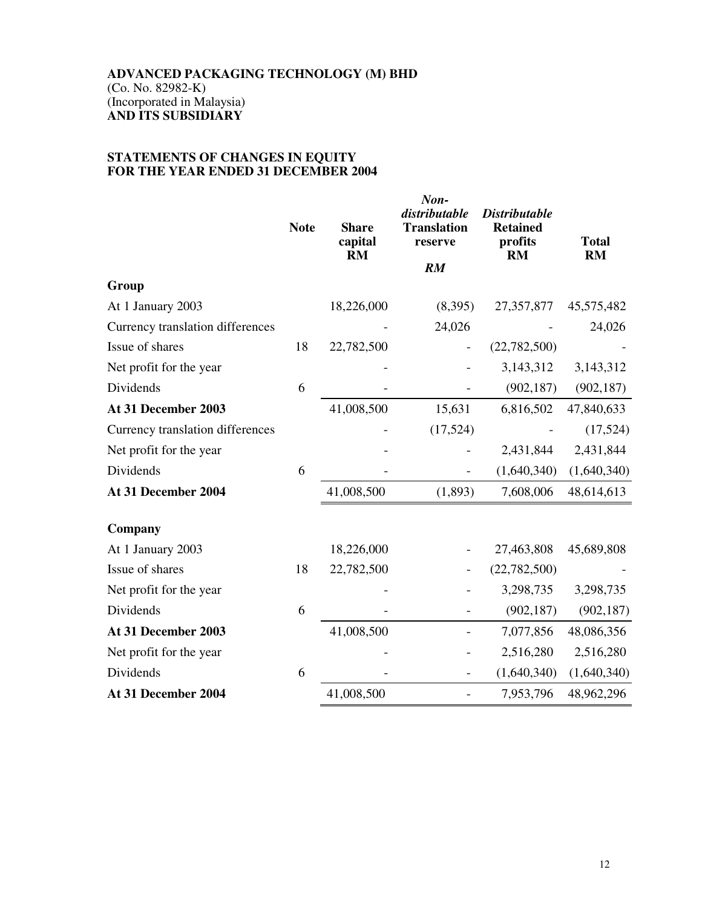**ADVANCED PACKAGING TECHNOLOGY (M) BHD**
(Co. No. 82982-K)
(Incorporated in Malaysia)
**AND ITS SUBSIDIARY**

## STATEMENTS OF CHANGES IN EQUITY FOR THE YEAR ENDED 31 DECEMBER 2004

| | Note | Share capital RM | *Non-distributable* Translation reserve *RM* | *Distributable* Retained profits RM | Total RM |
|---|---|---|---|---|---|
| **Group** | | | | | |
| At 1 January 2003 | | 18,226,000 | (8,395) | 27,357,877 | 45,575,482 |
| Currency translation differences | | - | 24,026 | - | 24,026 |
| Issue of shares | 18 | 22,782,500 | - | (22,782,500) | - |
| Net profit for the year | | - | - | 3,143,312 | 3,143,312 |
| Dividends | 6 | - | - | (902,187) | (902,187) |
| **At 31 December 2003** | | 41,008,500 | 15,631 | 6,816,502 | 47,840,633 |
| Currency translation differences | | - | (17,524) | - | (17,524) |
| Net profit for the year | | - | - | 2,431,844 | 2,431,844 |
| Dividends | 6 | - | - | (1,640,340) | (1,640,340) |
| **At 31 December 2004** | | 41,008,500 | (1,893) | 7,608,006 | 48,614,613 |
| **Company** | | | | | |
| At 1 January 2003 | | 18,226,000 | - | 27,463,808 | 45,689,808 |
| Issue of shares | 18 | 22,782,500 | - | (22,782,500) | - |
| Net profit for the year | | - | - | 3,298,735 | 3,298,735 |
| Dividends | 6 | - | - | (902,187) | (902,187) |
| **At 31 December 2003** | | 41,008,500 | - | 7,077,856 | 48,086,356 |
| Net profit for the year | | - | - | 2,516,280 | 2,516,280 |
| Dividends | 6 | - | - | (1,640,340) | (1,640,340) |
| **At 31 December 2004** | | 41,008,500 | - | 7,953,796 | 48,962,296 |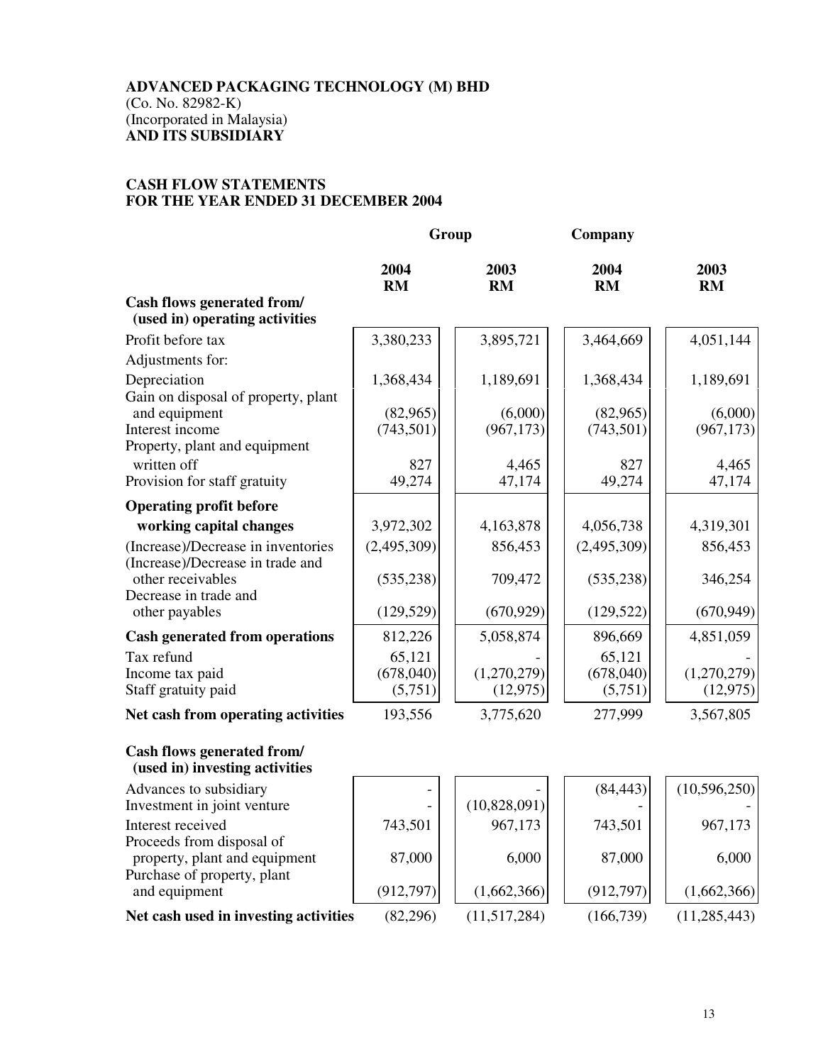**ADVANCED PACKAGING TECHNOLOGY (M) BHD**
(Co. No. 82982-K)
(Incorporated in Malaysia)
**AND ITS SUBSIDIARY**

**CASH FLOW STATEMENTS**
**FOR THE YEAR ENDED 31 DECEMBER 2004**

| | Group | | Company | |
|---|---|---|---|---|
| | **2004 RM** | **2003 RM** | **2004 RM** | **2003 RM** |
| **Cash flows generated from/ (used in) operating activities** | | | | |
| Profit before tax | 3,380,233 | 3,895,721 | 3,464,669 | 4,051,144 |
| Adjustments for: | | | | |
| Depreciation | 1,368,434 | 1,189,691 | 1,368,434 | 1,189,691 |
| Gain on disposal of property, plant and equipment | (82,965) | (6,000) | (82,965) | (6,000) |
| Interest income | (743,501) | (967,173) | (743,501) | (967,173) |
| Property, plant and equipment written off | 827 | 4,465 | 827 | 4,465 |
| Provision for staff gratuity | 49,274 | 47,174 | 49,274 | 47,174 |
| **Operating profit before working capital changes** | 3,972,302 | 4,163,878 | 4,056,738 | 4,319,301 |
| (Increase)/Decrease in inventories | (2,495,309) | 856,453 | (2,495,309) | 856,453 |
| (Increase)/Decrease in trade and other receivables | (535,238) | 709,472 | (535,238) | 346,254 |
| Decrease in trade and other payables | (129,529) | (670,929) | (129,522) | (670,949) |
| **Cash generated from operations** | 812,226 | 5,058,874 | 896,669 | 4,851,059 |
| Tax refund | 65,121 | - | 65,121 | - |
| Income tax paid | (678,040) | (1,270,279) | (678,040) | (1,270,279) |
| Staff gratuity paid | (5,751) | (12,975) | (5,751) | (12,975) |
| **Net cash from operating activities** | 193,556 | 3,775,620 | 277,999 | 3,567,805 |
| **Cash flows generated from/ (used in) investing activities** | | | | |
| Advances to subsidiary | - | - | (84,443) | (10,596,250) |
| Investment in joint venture | - | (10,828,091) | - | - |
| Interest received | 743,501 | 967,173 | 743,501 | 967,173 |
| Proceeds from disposal of property, plant and equipment | 87,000 | 6,000 | 87,000 | 6,000 |
| Purchase of property, plant and equipment | (912,797) | (1,662,366) | (912,797) | (1,662,366) |
| **Net cash used in investing activities** | (82,296) | (11,517,284) | (166,739) | (11,285,443) |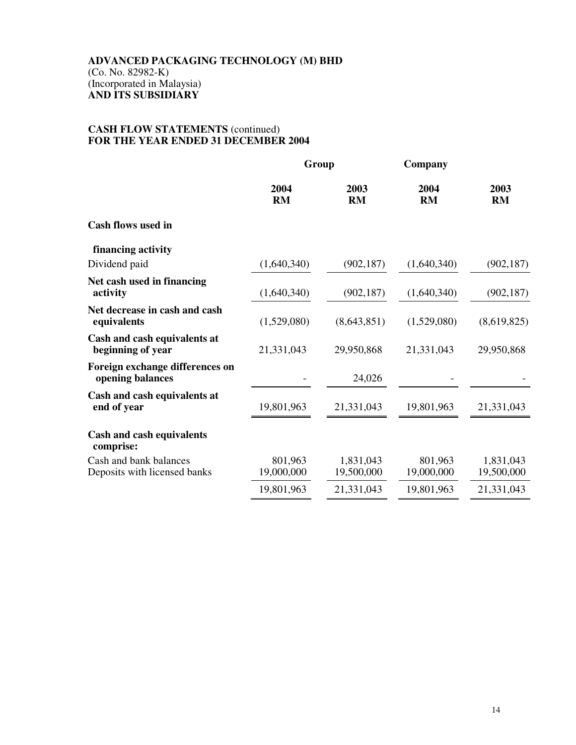**ADVANCED PACKAGING TECHNOLOGY (M) BHD**
(Co. No. 82982-K)
(Incorporated in Malaysia)
**AND ITS SUBSIDIARY**

**CASH FLOW STATEMENTS** (continued)
**FOR THE YEAR ENDED 31 DECEMBER 2004**

| | Group | | Company | |
|---|---|---|---|---|
| | **2004 RM** | **2003 RM** | **2004 RM** | **2003 RM** |
| **Cash flows used in financing activity** | | | | |
| Dividend paid | (1,640,340) | (902,187) | (1,640,340) | (902,187) |
| **Net cash used in financing activity** | (1,640,340) | (902,187) | (1,640,340) | (902,187) |
| **Net decrease in cash and cash equivalents** | (1,529,080) | (8,643,851) | (1,529,080) | (8,619,825) |
| **Cash and cash equivalents at beginning of year** | 21,331,043 | 29,950,868 | 21,331,043 | 29,950,868 |
| **Foreign exchange differences on opening balances** | - | 24,026 | - | - |
| **Cash and cash equivalents at end of year** | 19,801,963 | 21,331,043 | 19,801,963 | 21,331,043 |
| **Cash and cash equivalents comprise:** | | | | |
| Cash and bank balances | 801,963 | 1,831,043 | 801,963 | 1,831,043 |
| Deposits with licensed banks | 19,000,000 | 19,500,000 | 19,000,000 | 19,500,000 |
| | 19,801,963 | 21,331,043 | 19,801,963 | 21,331,043 |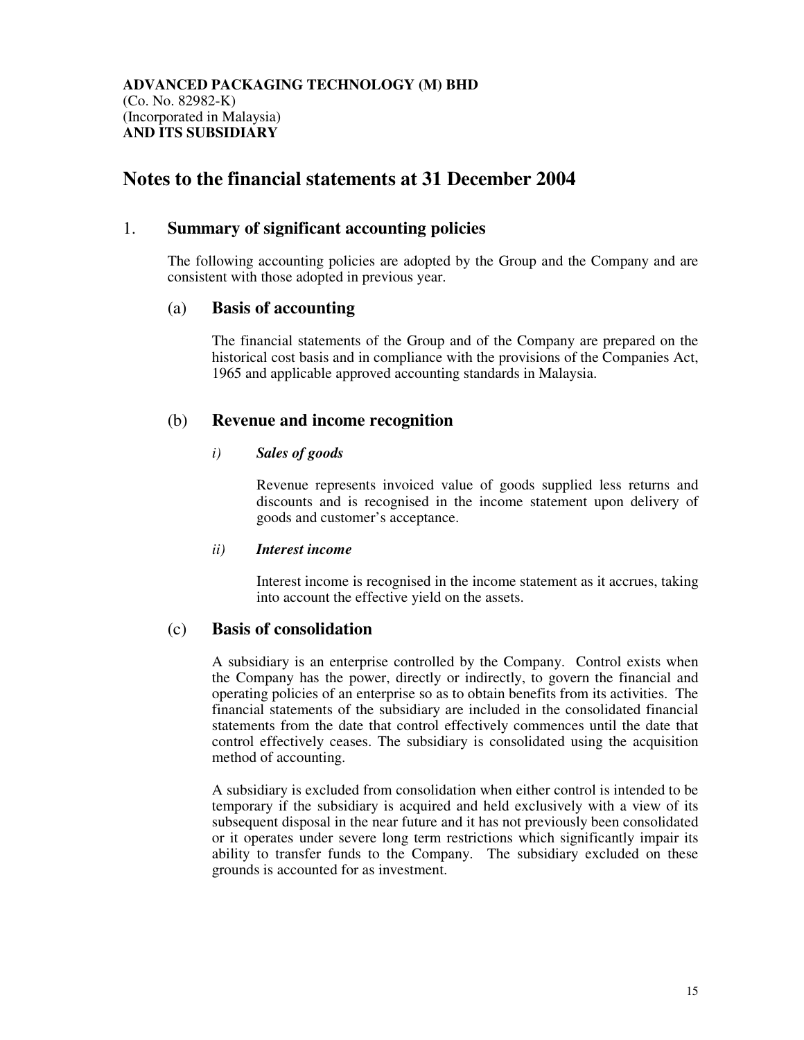**ADVANCED PACKAGING TECHNOLOGY (M) BHD**
(Co. No. 82982-K)
(Incorporated in Malaysia)
**AND ITS SUBSIDIARY**

# Notes to the financial statements at 31 December 2004

## 1. Summary of significant accounting policies

The following accounting policies are adopted by the Group and the Company and are consistent with those adopted in previous year.

### (a) Basis of accounting

The financial statements of the Group and of the Company are prepared on the historical cost basis and in compliance with the provisions of the Companies Act, 1965 and applicable approved accounting standards in Malaysia.

### (b) Revenue and income recognition

*i)* ***Sales of goods***

Revenue represents invoiced value of goods supplied less returns and discounts and is recognised in the income statement upon delivery of goods and customer's acceptance.

*ii)* ***Interest income***

Interest income is recognised in the income statement as it accrues, taking into account the effective yield on the assets.

### (c) Basis of consolidation

A subsidiary is an enterprise controlled by the Company. Control exists when the Company has the power, directly or indirectly, to govern the financial and operating policies of an enterprise so as to obtain benefits from its activities. The financial statements of the subsidiary are included in the consolidated financial statements from the date that control effectively commences until the date that control effectively ceases. The subsidiary is consolidated using the acquisition method of accounting.

A subsidiary is excluded from consolidation when either control is intended to be temporary if the subsidiary is acquired and held exclusively with a view of its subsequent disposal in the near future and it has not previously been consolidated or it operates under severe long term restrictions which significantly impair its ability to transfer funds to the Company. The subsidiary excluded on these grounds is accounted for as investment.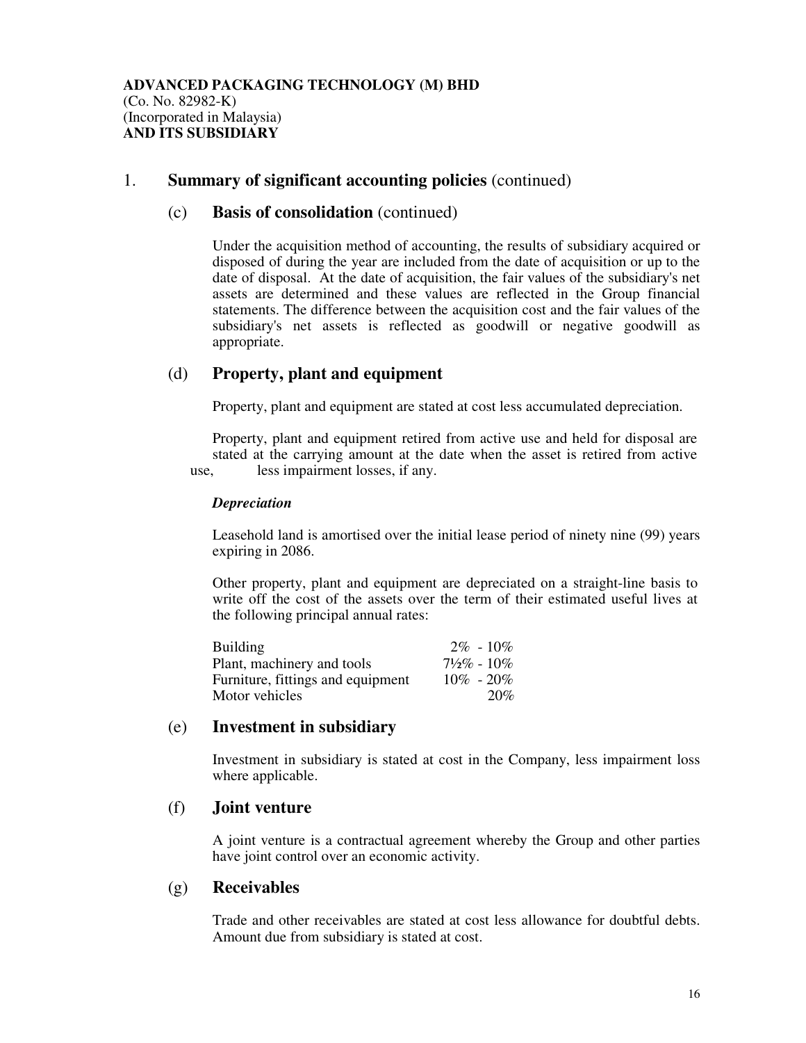**ADVANCED PACKAGING TECHNOLOGY (M) BHD**
(Co. No. 82982-K)
(Incorporated in Malaysia)
**AND ITS SUBSIDIARY**

## 1. Summary of significant accounting policies (continued)

### (c) Basis of consolidation (continued)

Under the acquisition method of accounting, the results of subsidiary acquired or disposed of during the year are included from the date of acquisition or up to the date of disposal. At the date of acquisition, the fair values of the subsidiary's net assets are determined and these values are reflected in the Group financial statements. The difference between the acquisition cost and the fair values of the subsidiary's net assets is reflected as goodwill or negative goodwill as appropriate.

### (d) Property, plant and equipment

Property, plant and equipment are stated at cost less accumulated depreciation.

Property, plant and equipment retired from active use and held for disposal are stated at the carrying amount at the date when the asset is retired from active use, less impairment losses, if any.

***Depreciation***

Leasehold land is amortised over the initial lease period of ninety nine (99) years expiring in 2086.

Other property, plant and equipment are depreciated on a straight-line basis to write off the cost of the assets over the term of their estimated useful lives at the following principal annual rates:

| | |
|---|---|
| Building | 2% - 10% |
| Plant, machinery and tools | 7½% - 10% |
| Furniture, fittings and equipment | 10% - 20% |
| Motor vehicles | 20% |

### (e) Investment in subsidiary

Investment in subsidiary is stated at cost in the Company, less impairment loss where applicable.

### (f) Joint venture

A joint venture is a contractual agreement whereby the Group and other parties have joint control over an economic activity.

### (g) Receivables

Trade and other receivables are stated at cost less allowance for doubtful debts. Amount due from subsidiary is stated at cost.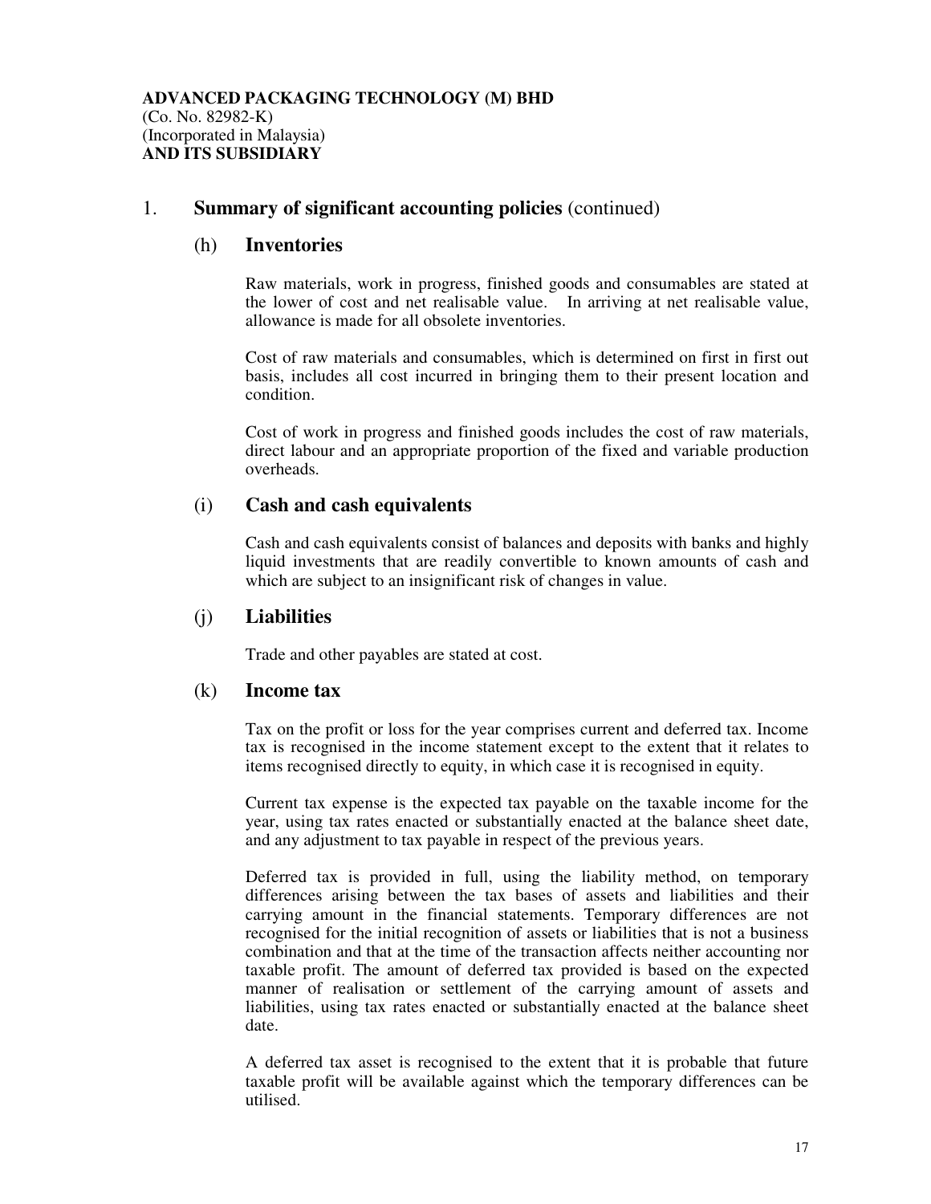**ADVANCED PACKAGING TECHNOLOGY (M) BHD**
(Co. No. 82982-K)
(Incorporated in Malaysia)
**AND ITS SUBSIDIARY**

## 1. Summary of significant accounting policies (continued)

### (h) Inventories

Raw materials, work in progress, finished goods and consumables are stated at the lower of cost and net realisable value. In arriving at net realisable value, allowance is made for all obsolete inventories.

Cost of raw materials and consumables, which is determined on first in first out basis, includes all cost incurred in bringing them to their present location and condition.

Cost of work in progress and finished goods includes the cost of raw materials, direct labour and an appropriate proportion of the fixed and variable production overheads.

### (i) Cash and cash equivalents

Cash and cash equivalents consist of balances and deposits with banks and highly liquid investments that are readily convertible to known amounts of cash and which are subject to an insignificant risk of changes in value.

### (j) Liabilities

Trade and other payables are stated at cost.

### (k) Income tax

Tax on the profit or loss for the year comprises current and deferred tax. Income tax is recognised in the income statement except to the extent that it relates to items recognised directly to equity, in which case it is recognised in equity.

Current tax expense is the expected tax payable on the taxable income for the year, using tax rates enacted or substantially enacted at the balance sheet date, and any adjustment to tax payable in respect of the previous years.

Deferred tax is provided in full, using the liability method, on temporary differences arising between the tax bases of assets and liabilities and their carrying amount in the financial statements. Temporary differences are not recognised for the initial recognition of assets or liabilities that is not a business combination and that at the time of the transaction affects neither accounting nor taxable profit. The amount of deferred tax provided is based on the expected manner of realisation or settlement of the carrying amount of assets and liabilities, using tax rates enacted or substantially enacted at the balance sheet date.

A deferred tax asset is recognised to the extent that it is probable that future taxable profit will be available against which the temporary differences can be utilised.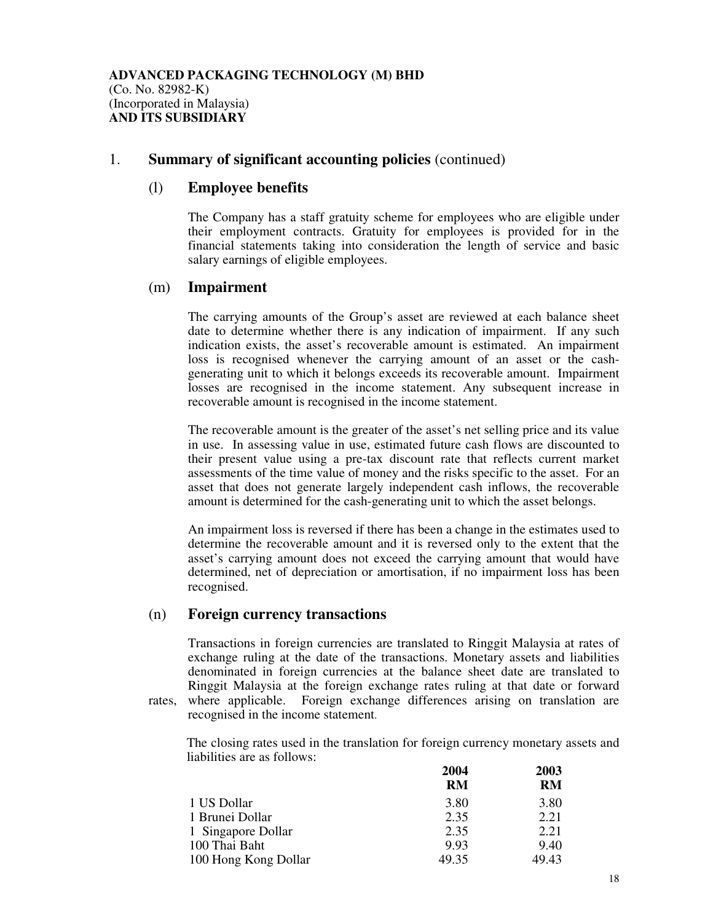**ADVANCED PACKAGING TECHNOLOGY (M) BHD**
(Co. No. 82982-K)
(Incorporated in Malaysia)
**AND ITS SUBSIDIARY**

## 1. Summary of significant accounting policies (continued)

### (l) Employee benefits

The Company has a staff gratuity scheme for employees who are eligible under their employment contracts. Gratuity for employees is provided for in the financial statements taking into consideration the length of service and basic salary earnings of eligible employees.

### (m) Impairment

The carrying amounts of the Group's asset are reviewed at each balance sheet date to determine whether there is any indication of impairment. If any such indication exists, the asset's recoverable amount is estimated. An impairment loss is recognised whenever the carrying amount of an asset or the cash-generating unit to which it belongs exceeds its recoverable amount. Impairment losses are recognised in the income statement. Any subsequent increase in recoverable amount is recognised in the income statement.

The recoverable amount is the greater of the asset's net selling price and its value in use. In assessing value in use, estimated future cash flows are discounted to their present value using a pre-tax discount rate that reflects current market assessments of the time value of money and the risks specific to the asset. For an asset that does not generate largely independent cash inflows, the recoverable amount is determined for the cash-generating unit to which the asset belongs.

An impairment loss is reversed if there has been a change in the estimates used to determine the recoverable amount and it is reversed only to the extent that the asset's carrying amount does not exceed the carrying amount that would have determined, net of depreciation or amortisation, if no impairment loss has been recognised.

### (n) Foreign currency transactions

Transactions in foreign currencies are translated to Ringgit Malaysia at rates of exchange ruling at the date of the transactions. Monetary assets and liabilities denominated in foreign currencies at the balance sheet date are translated to Ringgit Malaysia at the foreign exchange rates ruling at that date or forward rates, where applicable. Foreign exchange differences arising on translation are recognised in the income statement.

The closing rates used in the translation for foreign currency monetary assets and liabilities are as follows:

| | 2004<br>RM | 2003<br>RM |
|---|---|---|
| 1 US Dollar | 3.80 | 3.80 |
| 1 Brunei Dollar | 2.35 | 2.21 |
| 1 Singapore Dollar | 2.35 | 2.21 |
| 100 Thai Baht | 9.93 | 9.40 |
| 100 Hong Kong Dollar | 49.35 | 49.43 |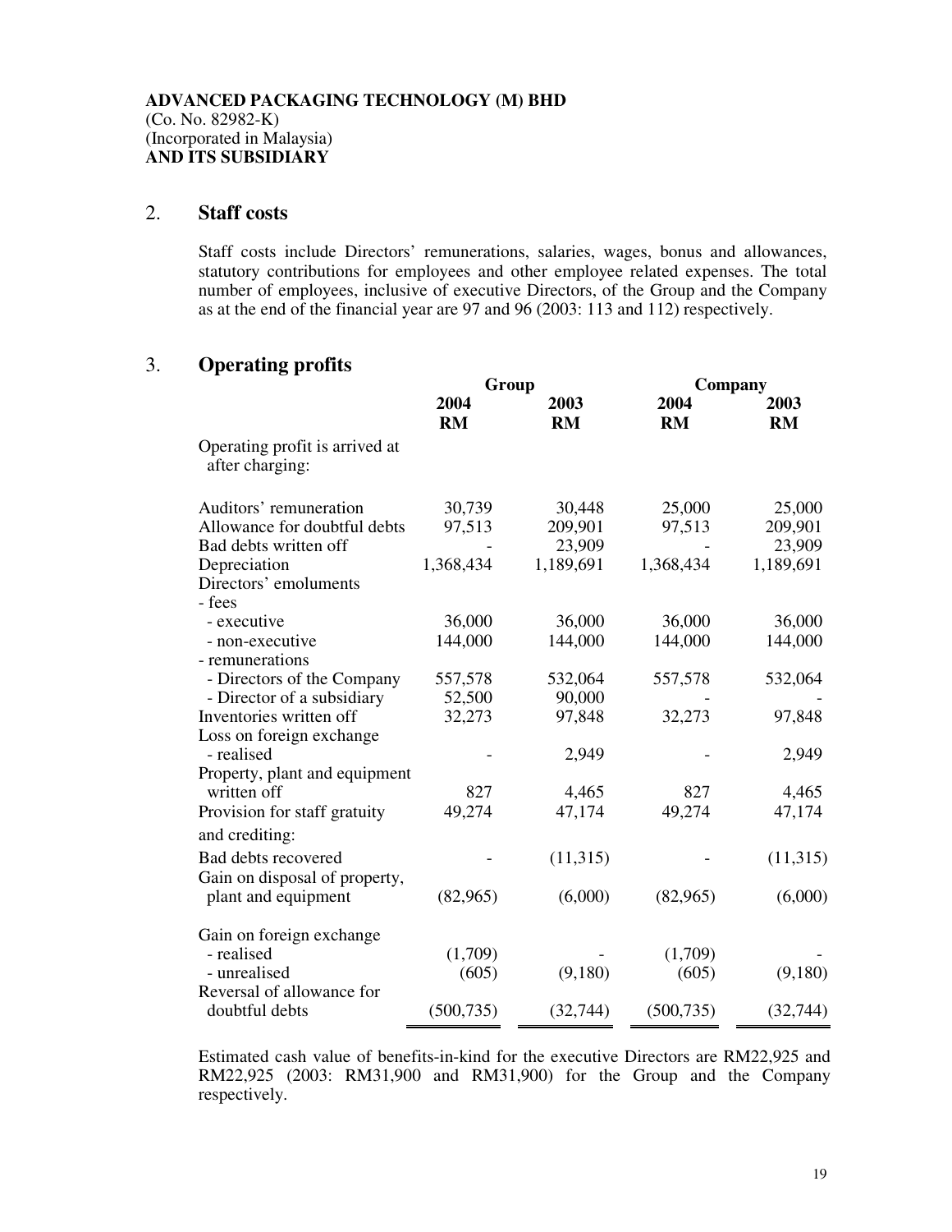**ADVANCED PACKAGING TECHNOLOGY (M) BHD**
(Co. No. 82982-K)
(Incorporated in Malaysia)
**AND ITS SUBSIDIARY**

## 2. Staff costs

Staff costs include Directors' remunerations, salaries, wages, bonus and allowances, statutory contributions for employees and other employee related expenses. The total number of employees, inclusive of executive Directors, of the Group and the Company as at the end of the financial year are 97 and 96 (2003: 113 and 112) respectively.

## 3. Operating profits

| | Group | | Company | |
|---|---|---|---|---|
| | **2004** | **2003** | **2004** | **2003** |
| | **RM** | **RM** | **RM** | **RM** |
| Operating profit is arrived at after charging: | | | | |
| Auditors' remuneration | 30,739 | 30,448 | 25,000 | 25,000 |
| Allowance for doubtful debts | 97,513 | 209,901 | 97,513 | 209,901 |
| Bad debts written off | - | 23,909 | - | 23,909 |
| Depreciation | 1,368,434 | 1,189,691 | 1,368,434 | 1,189,691 |
| Directors' emoluments | | | | |
| - fees | | | | |
| - executive | 36,000 | 36,000 | 36,000 | 36,000 |
| - non-executive | 144,000 | 144,000 | 144,000 | 144,000 |
| - remunerations | | | | |
| - Directors of the Company | 557,578 | 532,064 | 557,578 | 532,064 |
| - Director of a subsidiary | 52,500 | 90,000 | - | - |
| Inventories written off | 32,273 | 97,848 | 32,273 | 97,848 |
| Loss on foreign exchange | | | | |
| - realised | - | 2,949 | - | 2,949 |
| Property, plant and equipment written off | 827 | 4,465 | 827 | 4,465 |
| Provision for staff gratuity | 49,274 | 47,174 | 49,274 | 47,174 |
| and crediting: | | | | |
| Bad debts recovered | - | (11,315) | - | (11,315) |
| Gain on disposal of property, plant and equipment | (82,965) | (6,000) | (82,965) | (6,000) |
| Gain on foreign exchange | | | | |
| - realised | (1,709) | - | (1,709) | - |
| - unrealised | (605) | (9,180) | (605) | (9,180) |
| Reversal of allowance for doubtful debts | (500,735) | (32,744) | (500,735) | (32,744) |

Estimated cash value of benefits-in-kind for the executive Directors are RM22,925 and RM22,925 (2003: RM31,900 and RM31,900) for the Group and the Company respectively.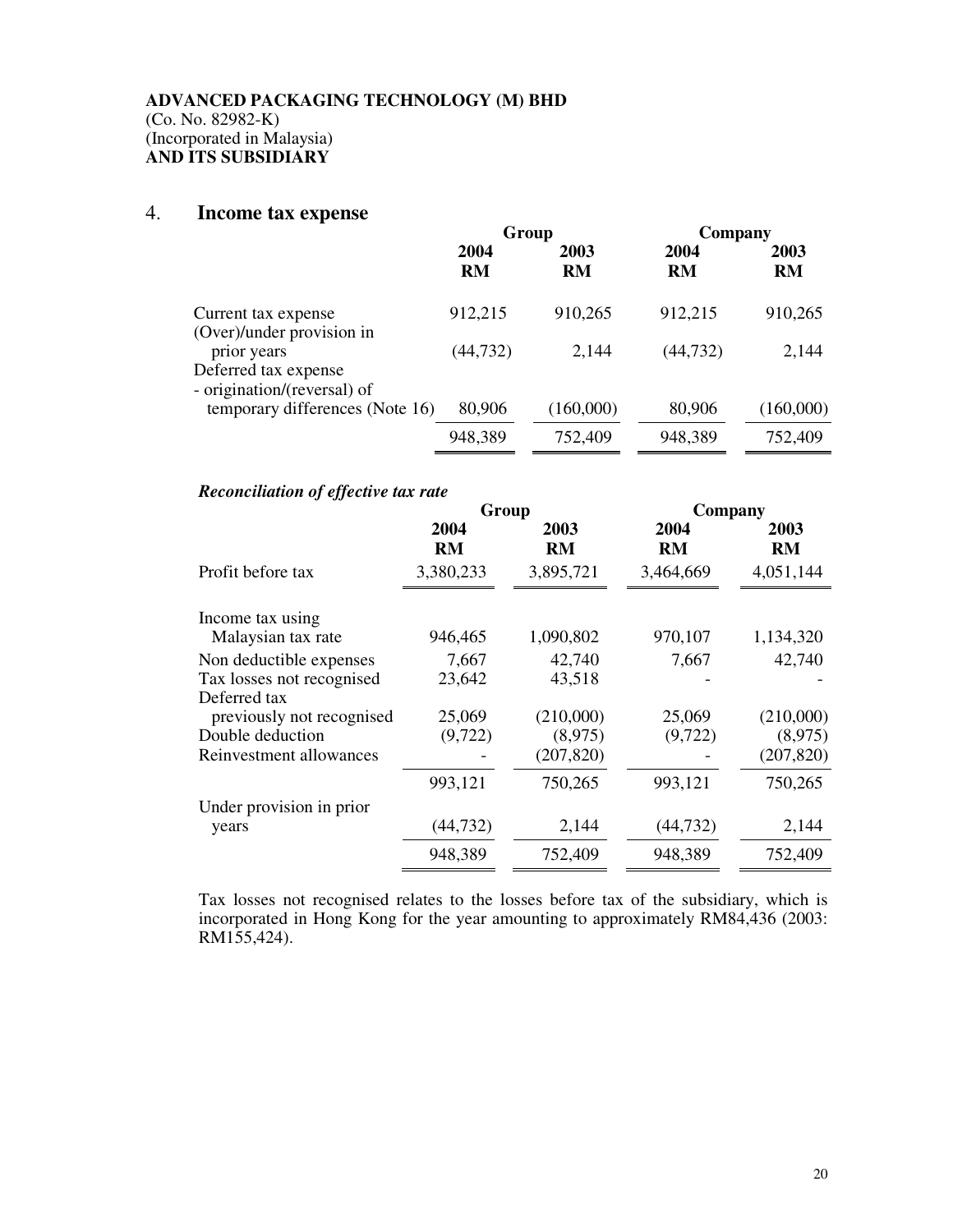**ADVANCED PACKAGING TECHNOLOGY (M) BHD**
(Co. No. 82982-K)
(Incorporated in Malaysia)
**AND ITS SUBSIDIARY**

## 4. Income tax expense

| | Group | | Company | |
|---|---|---|---|---|
| | **2004** | **2003** | **2004** | **2003** |
| | **RM** | **RM** | **RM** | **RM** |
| Current tax expense | 912,215 | 910,265 | 912,215 | 910,265 |
| (Over)/under provision in prior years | (44,732) | 2,144 | (44,732) | 2,144 |
| Deferred tax expense - origination/(reversal) of temporary differences (Note 16) | 80,906 | (160,000) | 80,906 | (160,000) |
| | 948,389 | 752,409 | 948,389 | 752,409 |

***Reconciliation of effective tax rate***

| | Group | | Company | |
|---|---|---|---|---|
| | **2004** | **2003** | **2004** | **2003** |
| | **RM** | **RM** | **RM** | **RM** |
| Profit before tax | 3,380,233 | 3,895,721 | 3,464,669 | 4,051,144 |
| Income tax using Malaysian tax rate | 946,465 | 1,090,802 | 970,107 | 1,134,320 |
| Non deductible expenses | 7,667 | 42,740 | 7,667 | 42,740 |
| Tax losses not recognised | 23,642 | 43,518 | - | - |
| Deferred tax previously not recognised | 25,069 | (210,000) | 25,069 | (210,000) |
| Double deduction | (9,722) | (8,975) | (9,722) | (8,975) |
| Reinvestment allowances | - | (207,820) | - | (207,820) |
| | 993,121 | 750,265 | 993,121 | 750,265 |
| Under provision in prior years | (44,732) | 2,144 | (44,732) | 2,144 |
| | 948,389 | 752,409 | 948,389 | 752,409 |

Tax losses not recognised relates to the losses before tax of the subsidiary, which is incorporated in Hong Kong for the year amounting to approximately RM84,436 (2003: RM155,424).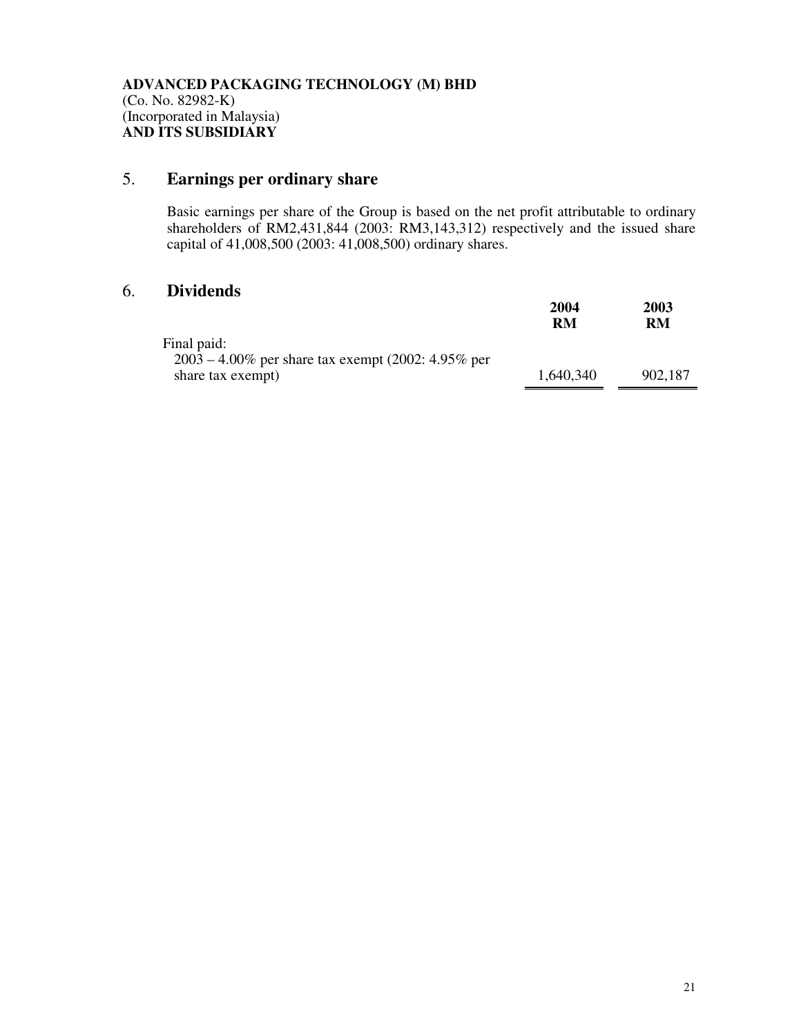**ADVANCED PACKAGING TECHNOLOGY (M) BHD**
(Co. No. 82982-K)
(Incorporated in Malaysia)
**AND ITS SUBSIDIARY**

## 5. Earnings per ordinary share

Basic earnings per share of the Group is based on the net profit attributable to ordinary shareholders of RM2,431,844 (2003: RM3,143,312) respectively and the issued share capital of 41,008,500 (2003: 41,008,500) ordinary shares.

## 6. Dividends

| | 2004 RM | 2003 RM |
|---|---|---|
| Final paid: | | |
| 2003 – 4.00% per share tax exempt (2002: 4.95% per share tax exempt) | 1,640,340 | 902,187 |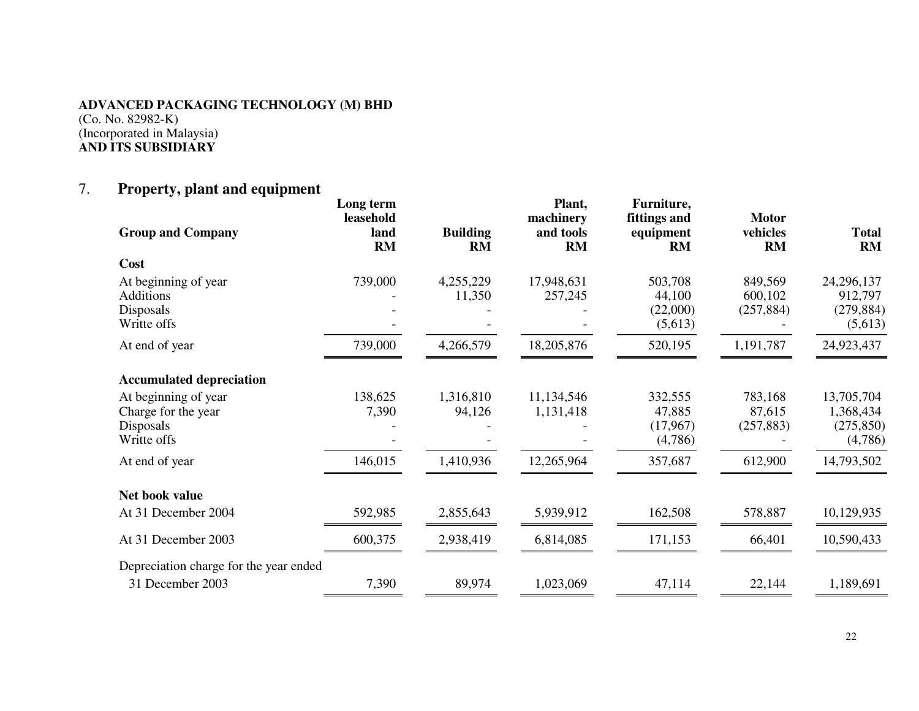**ADVANCED PACKAGING TECHNOLOGY (M) BHD**
(Co. No. 82982-K)
(Incorporated in Malaysia)
**AND ITS SUBSIDIARY**

## 7. Property, plant and equipment

| Group and Company | Long term leasehold land RM | Building RM | Plant, machinery and tools RM | Furniture, fittings and equipment RM | Motor vehicles RM | Total RM |
|---|---|---|---|---|---|---|
| **Cost** | | | | | | |
| At beginning of year | 739,000 | 4,255,229 | 17,948,631 | 503,708 | 849,569 | 24,296,137 |
| Additions | - | 11,350 | 257,245 | 44,100 | 600,102 | 912,797 |
| Disposals | - | - | - | (22,000) | (257,884) | (279,884) |
| Writte offs | - | - | - | (5,613) | - | (5,613) |
| At end of year | 739,000 | 4,266,579 | 18,205,876 | 520,195 | 1,191,787 | 24,923,437 |
| **Accumulated depreciation** | | | | | | |
| At beginning of year | 138,625 | 1,316,810 | 11,134,546 | 332,555 | 783,168 | 13,705,704 |
| Charge for the year | 7,390 | 94,126 | 1,131,418 | 47,885 | 87,615 | 1,368,434 |
| Disposals | - | - | - | (17,967) | (257,883) | (275,850) |
| Writte offs | - | - | - | (4,786) | - | (4,786) |
| At end of year | 146,015 | 1,410,936 | 12,265,964 | 357,687 | 612,900 | 14,793,502 |
| **Net book value** | | | | | | |
| At 31 December 2004 | 592,985 | 2,855,643 | 5,939,912 | 162,508 | 578,887 | 10,129,935 |
| At 31 December 2003 | 600,375 | 2,938,419 | 6,814,085 | 171,153 | 66,401 | 10,590,433 |
| Depreciation charge for the year ended 31 December 2003 | 7,390 | 89,974 | 1,023,069 | 47,114 | 22,144 | 1,189,691 |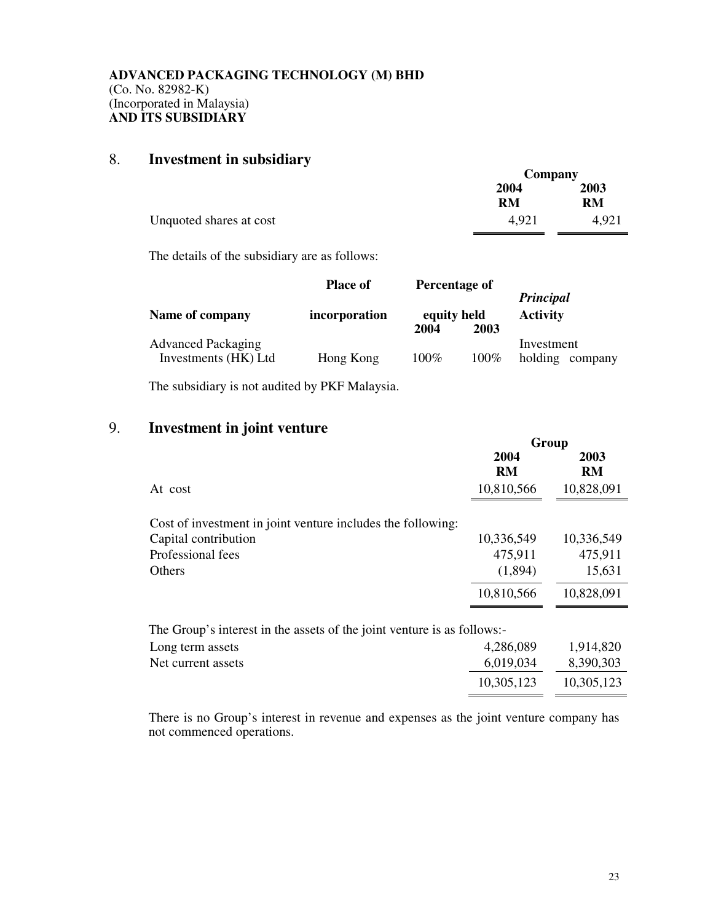**ADVANCED PACKAGING TECHNOLOGY (M) BHD**
(Co. No. 82982-K)
(Incorporated in Malaysia)
**AND ITS SUBSIDIARY**

## 8. Investment in subsidiary

| | Company | |
|---|---|---|
| | **2004** | **2003** |
| | **RM** | **RM** |
| Unquoted shares at cost | 4,921 | 4,921 |

The details of the subsidiary are as follows:

| Name of company | Place of incorporation | Percentage of equity held 2004 | 2003 | *Principal* Activity |
|---|---|---|---|---|
| Advanced Packaging Investments (HK) Ltd | Hong Kong | 100% | 100% | Investment holding company |

The subsidiary is not audited by PKF Malaysia.

## 9. Investment in joint venture

| | Group | |
|---|---|---|
| | **2004** | **2003** |
| | **RM** | **RM** |
| At cost | 10,810,566 | 10,828,091 |
| | | |
| Cost of investment in joint venture includes the following: | | |
| Capital contribution | 10,336,549 | 10,336,549 |
| Professional fees | 475,911 | 475,911 |
| Others | (1,894) | 15,631 |
| | 10,810,566 | 10,828,091 |
| | | |
| The Group's interest in the assets of the joint venture is as follows:- | | |
| Long term assets | 4,286,089 | 1,914,820 |
| Net current assets | 6,019,034 | 8,390,303 |
| | 10,305,123 | 10,305,123 |

There is no Group's interest in revenue and expenses as the joint venture company has not commenced operations.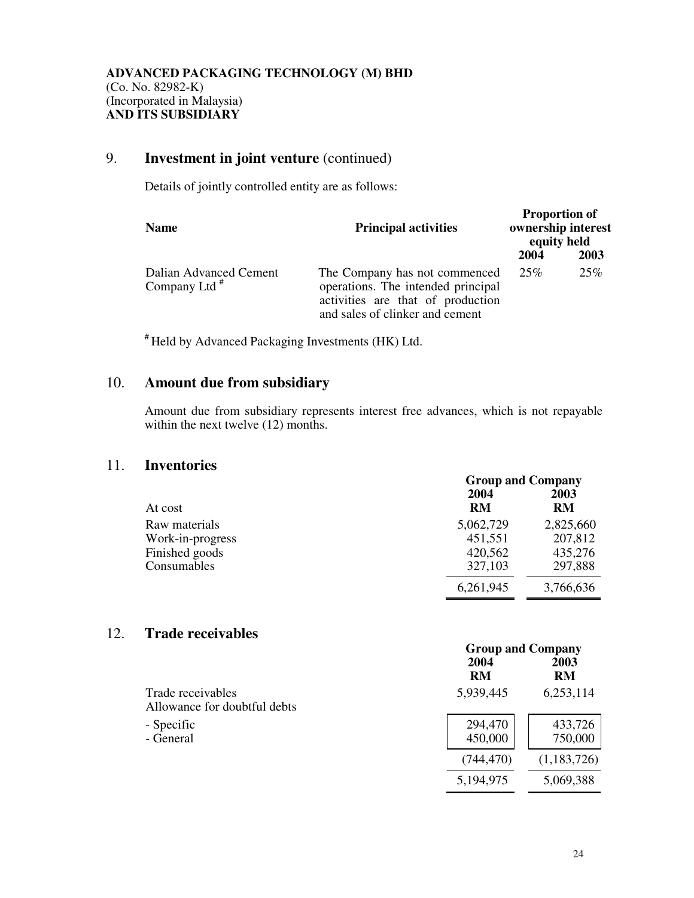**ADVANCED PACKAGING TECHNOLOGY (M) BHD**
(Co. No. 82982-K)
(Incorporated in Malaysia)
**AND ITS SUBSIDIARY**

## 9. Investment in joint venture (continued)

Details of jointly controlled entity are as follows:

| Name | Principal activities | Proportion of ownership interest equity held | |
|---|---|---|---|
| | | 2004 | 2003 |
| Dalian Advanced Cement Company Ltd # | The Company has not commenced operations. The intended principal activities are that of production and sales of clinker and cement | 25% | 25% |

# Held by Advanced Packaging Investments (HK) Ltd.

## 10. Amount due from subsidiary

Amount due from subsidiary represents interest free advances, which is not repayable within the next twelve (12) months.

## 11. Inventories

| | Group and Company | |
|---|---|---|
| | 2004 | 2003 |
| At cost | RM | RM |
| Raw materials | 5,062,729 | 2,825,660 |
| Work-in-progress | 451,551 | 207,812 |
| Finished goods | 420,562 | 435,276 |
| Consumables | 327,103 | 297,888 |
| | 6,261,945 | 3,766,636 |

## 12. Trade receivables

| | Group and Company | |
|---|---|---|
| | 2004 | 2003 |
| | RM | RM |
| Trade receivables | 5,939,445 | 6,253,114 |
| Allowance for doubtful debts | | |
| - Specific | 294,470 | 433,726 |
| - General | 450,000 | 750,000 |
| | (744,470) | (1,183,726) |
| | 5,194,975 | 5,069,388 |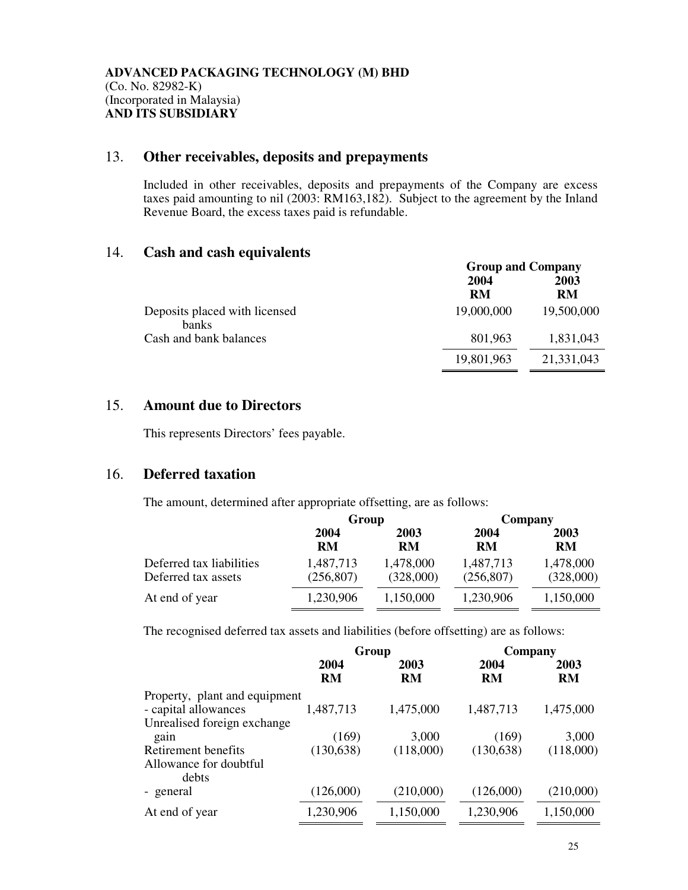**ADVANCED PACKAGING TECHNOLOGY (M) BHD**
(Co. No. 82982-K)
(Incorporated in Malaysia)
**AND ITS SUBSIDIARY**

## 13. Other receivables, deposits and prepayments

Included in other receivables, deposits and prepayments of the Company are excess taxes paid amounting to nil (2003: RM163,182). Subject to the agreement by the Inland Revenue Board, the excess taxes paid is refundable.

## 14. Cash and cash equivalents

| | Group and Company | |
|---|---|---|
| | 2004 RM | 2003 RM |
| Deposits placed with licensed banks | 19,000,000 | 19,500,000 |
| Cash and bank balances | 801,963 | 1,831,043 |
| | 19,801,963 | 21,331,043 |

## 15. Amount due to Directors

This represents Directors' fees payable.

## 16. Deferred taxation

The amount, determined after appropriate offsetting, are as follows:

| | Group | | Company | |
|---|---|---|---|---|
| | 2004 RM | 2003 RM | 2004 RM | 2003 RM |
| Deferred tax liabilities | 1,487,713 | 1,478,000 | 1,487,713 | 1,478,000 |
| Deferred tax assets | (256,807) | (328,000) | (256,807) | (328,000) |
| At end of year | 1,230,906 | 1,150,000 | 1,230,906 | 1,150,000 |

The recognised deferred tax assets and liabilities (before offsetting) are as follows:

| | Group | | Company | |
|---|---|---|---|---|
| | 2004 RM | 2003 RM | 2004 RM | 2003 RM |
| Property, plant and equipment - capital allowances | 1,487,713 | 1,475,000 | 1,487,713 | 1,475,000 |
| Unrealised foreign exchange gain | (169) | 3,000 | (169) | 3,000 |
| Retirement benefits | (130,638) | (118,000) | (130,638) | (118,000) |
| Allowance for doubtful debts - general | (126,000) | (210,000) | (126,000) | (210,000) |
| At end of year | 1,230,906 | 1,150,000 | 1,230,906 | 1,150,000 |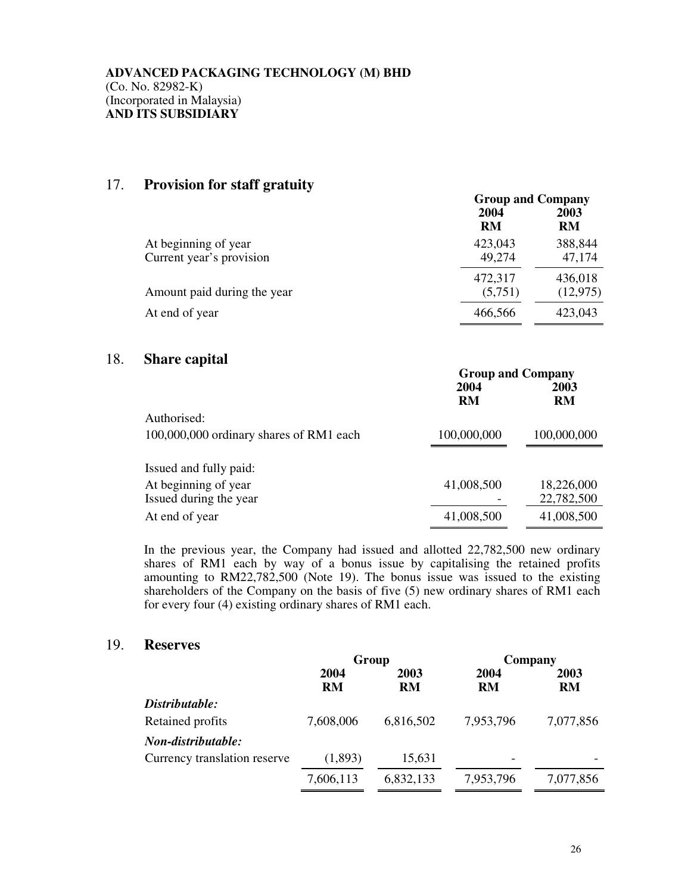**ADVANCED PACKAGING TECHNOLOGY (M) BHD**
(Co. No. 82982-K)
(Incorporated in Malaysia)
**AND ITS SUBSIDIARY**

## 17. Provision for staff gratuity

| | Group and Company | |
|---|---|---|
| | **2004** | **2003** |
| | **RM** | **RM** |
| At beginning of year | 423,043 | 388,844 |
| Current year's provision | 49,274 | 47,174 |
| | 472,317 | 436,018 |
| Amount paid during the year | (5,751) | (12,975) |
| At end of year | 466,566 | 423,043 |

## 18. Share capital

| | Group and Company | |
|---|---|---|
| | **2004** | **2003** |
| | **RM** | **RM** |
| Authorised: | | |
| 100,000,000 ordinary shares of RM1 each | 100,000,000 | 100,000,000 |
| Issued and fully paid: | | |
| At beginning of year | 41,008,500 | 18,226,000 |
| Issued during the year | - | 22,782,500 |
| At end of year | 41,008,500 | 41,008,500 |

In the previous year, the Company had issued and allotted 22,782,500 new ordinary shares of RM1 each by way of a bonus issue by capitalising the retained profits amounting to RM22,782,500 (Note 19). The bonus issue was issued to the existing shareholders of the Company on the basis of five (5) new ordinary shares of RM1 each for every four (4) existing ordinary shares of RM1 each.

## 19. Reserves

| | Group | | Company | |
|---|---|---|---|---|
| | **2004** | **2003** | **2004** | **2003** |
| | **RM** | **RM** | **RM** | **RM** |
| ***Distributable:*** | | | | |
| Retained profits | 7,608,006 | 6,816,502 | 7,953,796 | 7,077,856 |
| ***Non-distributable:*** | | | | |
| Currency translation reserve | (1,893) | 15,631 | - | - |
| | 7,606,113 | 6,832,133 | 7,953,796 | 7,077,856 |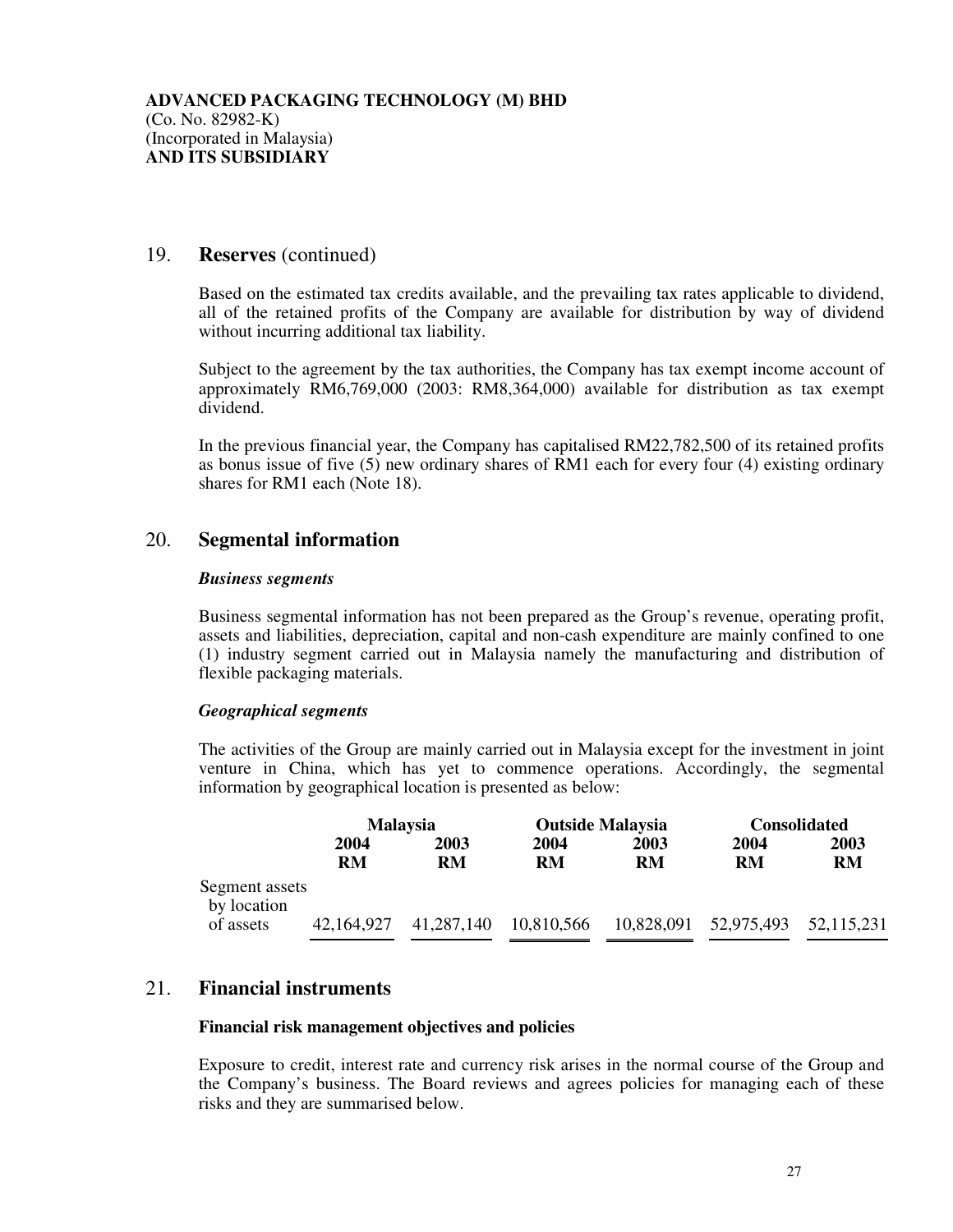**ADVANCED PACKAGING TECHNOLOGY (M) BHD**
(Co. No. 82982-K)
(Incorporated in Malaysia)
**AND ITS SUBSIDIARY**

## 19. Reserves (continued)

Based on the estimated tax credits available, and the prevailing tax rates applicable to dividend, all of the retained profits of the Company are available for distribution by way of dividend without incurring additional tax liability.

Subject to the agreement by the tax authorities, the Company has tax exempt income account of approximately RM6,769,000 (2003: RM8,364,000) available for distribution as tax exempt dividend.

In the previous financial year, the Company has capitalised RM22,782,500 of its retained profits as bonus issue of five (5) new ordinary shares of RM1 each for every four (4) existing ordinary shares for RM1 each (Note 18).

## 20. Segmental information

***Business segments***

Business segmental information has not been prepared as the Group's revenue, operating profit, assets and liabilities, depreciation, capital and non-cash expenditure are mainly confined to one (1) industry segment carried out in Malaysia namely the manufacturing and distribution of flexible packaging materials.

***Geographical segments***

The activities of the Group are mainly carried out in Malaysia except for the investment in joint venture in China, which has yet to commence operations. Accordingly, the segmental information by geographical location is presented as below:

| | **Malaysia** | | **Outside Malaysia** | | **Consolidated** | |
|---|---|---|---|---|---|---|
| | **2004 RM** | **2003 RM** | **2004 RM** | **2003 RM** | **2004 RM** | **2003 RM** |
| Segment assets by location of assets | 42,164,927 | 41,287,140 | 10,810,566 | 10,828,091 | 52,975,493 | 52,115,231 |

## 21. Financial instruments

**Financial risk management objectives and policies**

Exposure to credit, interest rate and currency risk arises in the normal course of the Group and the Company's business. The Board reviews and agrees policies for managing each of these risks and they are summarised below.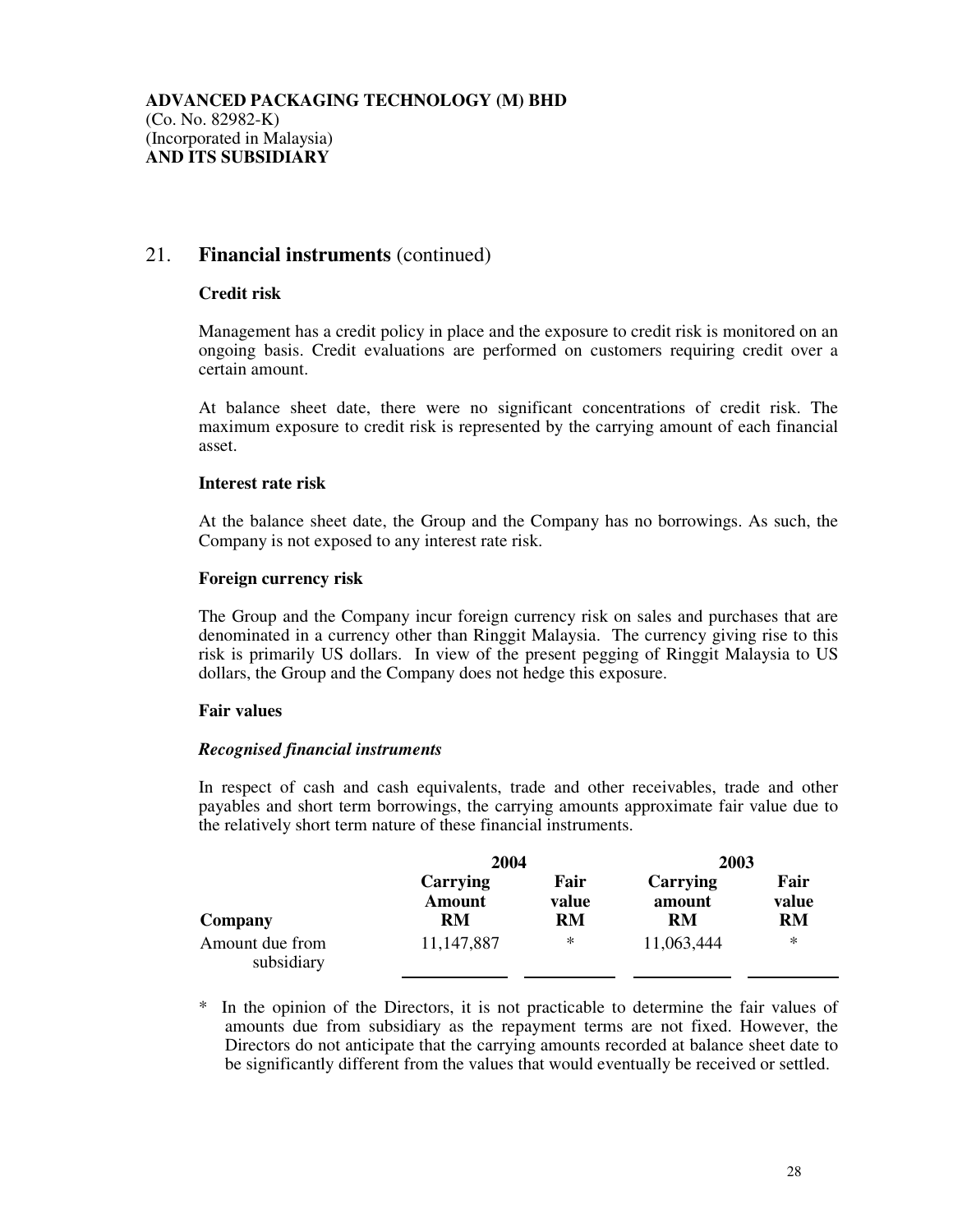**ADVANCED PACKAGING TECHNOLOGY (M) BHD**
(Co. No. 82982-K)
(Incorporated in Malaysia)
**AND ITS SUBSIDIARY**

## 21. Financial instruments (continued)

### Credit risk

Management has a credit policy in place and the exposure to credit risk is monitored on an ongoing basis. Credit evaluations are performed on customers requiring credit over a certain amount.

At balance sheet date, there were no significant concentrations of credit risk. The maximum exposure to credit risk is represented by the carrying amount of each financial asset.

### Interest rate risk

At the balance sheet date, the Group and the Company has no borrowings. As such, the Company is not exposed to any interest rate risk.

### Foreign currency risk

The Group and the Company incur foreign currency risk on sales and purchases that are denominated in a currency other than Ringgit Malaysia. The currency giving rise to this risk is primarily US dollars. In view of the present pegging of Ringgit Malaysia to US dollars, the Group and the Company does not hedge this exposure.

### Fair values

***Recognised financial instruments***

In respect of cash and cash equivalents, trade and other receivables, trade and other payables and short term borrowings, the carrying amounts approximate fair value due to the relatively short term nature of these financial instruments.

| | 2004 | | 2003 | |
|---|---|---|---|---|
| **Company** | **Carrying Amount RM** | **Fair value RM** | **Carrying amount RM** | **Fair value RM** |
| Amount due from subsidiary | 11,147,887 | * | 11,063,444 | * |

\* In the opinion of the Directors, it is not practicable to determine the fair values of amounts due from subsidiary as the repayment terms are not fixed. However, the Directors do not anticipate that the carrying amounts recorded at balance sheet date to be significantly different from the values that would eventually be received or settled.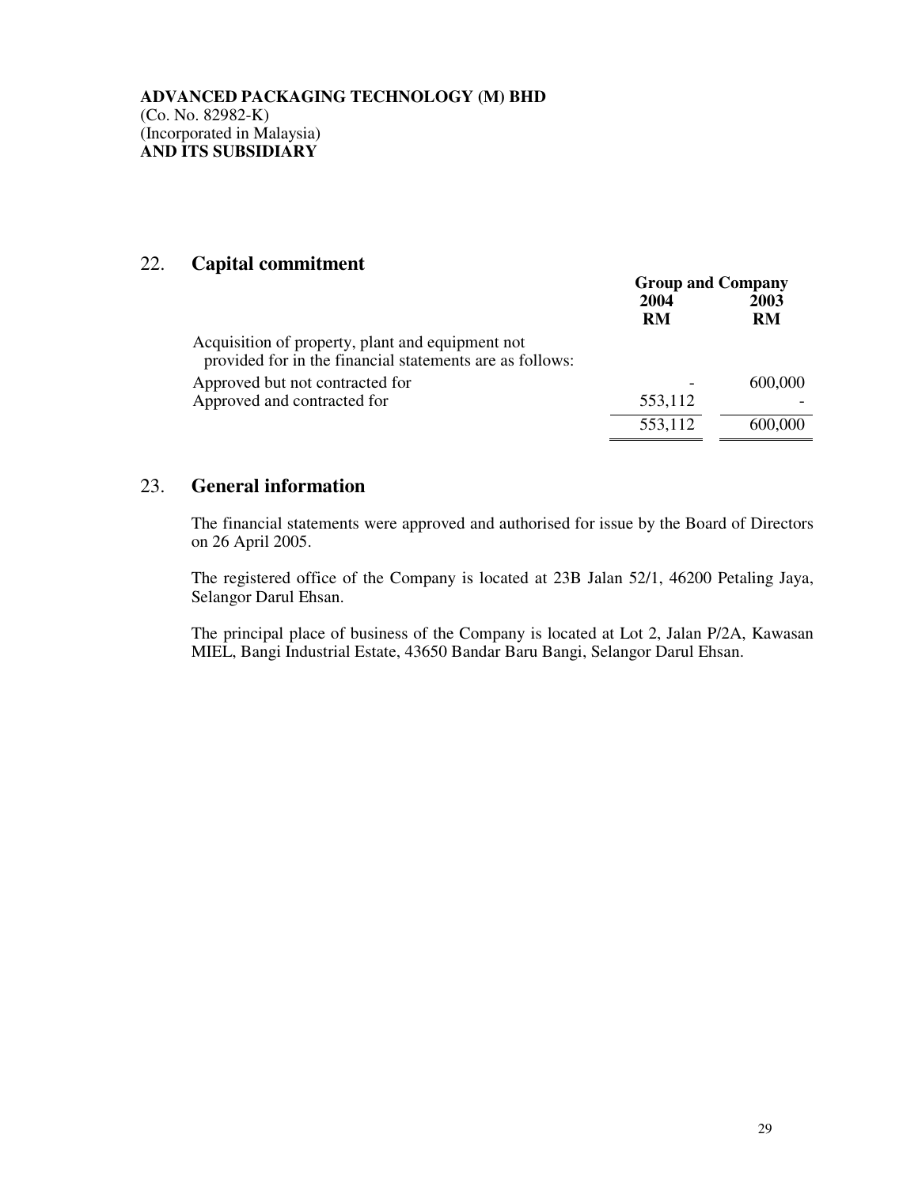**ADVANCED PACKAGING TECHNOLOGY (M) BHD**
(Co. No. 82982-K)
(Incorporated in Malaysia)
**AND ITS SUBSIDIARY**

## 22. Capital commitment

| | Group and Company | |
|---|---|---|
| | **2004** | **2003** |
| | **RM** | **RM** |
| Acquisition of property, plant and equipment not provided for in the financial statements are as follows: | | |
| Approved but not contracted for | - | 600,000 |
| Approved and contracted for | 553,112 | - |
| | 553,112 | 600,000 |

## 23. General information

The financial statements were approved and authorised for issue by the Board of Directors on 26 April 2005.

The registered office of the Company is located at 23B Jalan 52/1, 46200 Petaling Jaya, Selangor Darul Ehsan.

The principal place of business of the Company is located at Lot 2, Jalan P/2A, Kawasan MIEL, Bangi Industrial Estate, 43650 Bandar Baru Bangi, Selangor Darul Ehsan.